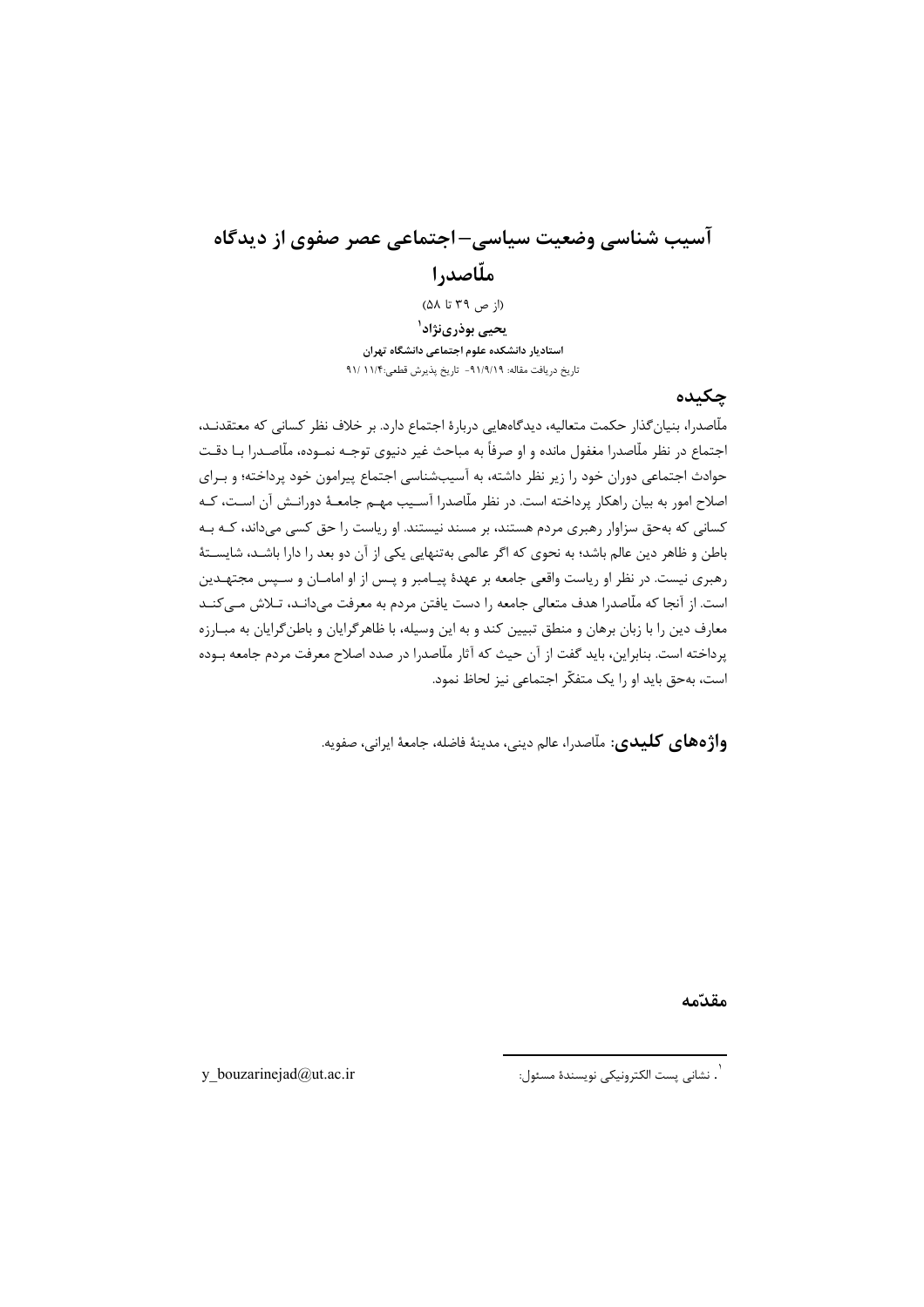# آسیب شناسی وضعیت سیاسی–اجتماعی عصر صفوی از دیدگاه ملّاصدرا

(از ص ۳۹ تا ۵۸)

**یحیی بوذری‌نژاد**[۱]

**استادیار دانشکده علوم اجتماعی دانشگاه تهران**

تاریخ دریافت مقاله: ۹۱/۹/۱۹- تاریخ پذیرش قطعی:۹۱/ ۱۱/۴

## چکیده

ملّاصدرا، بنیان‌گذار حکمت متعالیه، دیدگاه‌هایی دربارۀ اجتماع دارد. بر خلاف نظر کسانی که معتقدند، اجتماع در نظر ملّاصدرا مغفول مانده و او صرفاً به مباحث غیر دنیوی توجه نموده، ملّاصدرا با دقت حوادث اجتماعی دوران خود را زیر نظر داشته، به آسیب‌شناسی اجتماع پیرامون خود پرداخته؛ و برای اصلاح امور به بیان راهکار پرداخته است. در نظر ملّاصدرا آسیب مهم جامعۀ دورانش آن است، که کسانی که به‌حق سزاوار رهبری مردم هستند، بر مسند نیستند. او ریاست را حق کسی می‌داند، که به باطن و ظاهر دین عالم باشد؛ به نحوی که اگر عالمی به‌تنهایی یکی از آن دو بعد را دارا باشد، شایستۀ رهبری نیست. در نظر او ریاست واقعی جامعه بر عهدۀ پیامبر و پس از او امامان و سپس مجتهدین است. از آنجا که ملّاصدرا هدف متعالی جامعه را دست یافتن مردم به معرفت می‌داند، تلاش می‌کند معارف دین را با زبان برهان و منطق تبیین کند و به این وسیله، با ظاهرگرایان و باطن‌گرایان به مبارزه پرداخته است. بنابراین، باید گفت از آن حیث که آثار ملّاصدرا در صدد اصلاح معرفت مردم جامعه بوده است، به‌حق باید او را یک متفکّر اجتماعی نیز لحاظ نمود.

**واژه‌های کلیدی**: ملّاصدرا، عالم دینی، مدینۀ فاضله، جامعۀ ایرانی، صفویه.

## مقدّمه

---

[۱]. نشانی پست الکترونیکی نویسندۀ مسئول: y_bouzarinejad@ut.ac.ir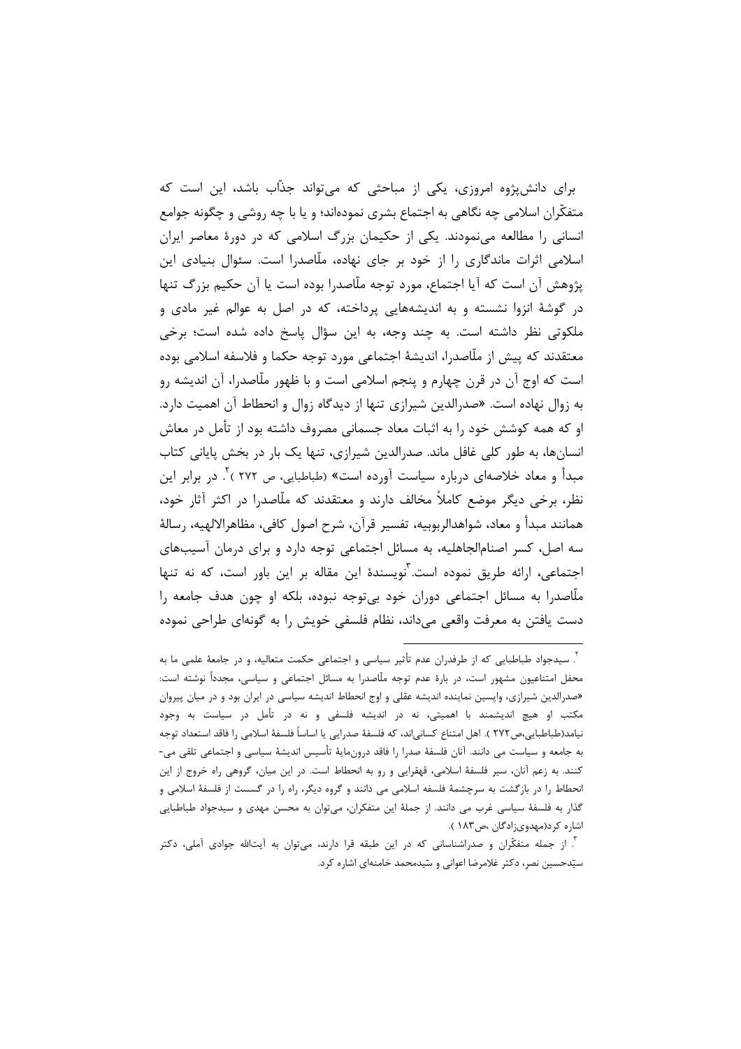برای دانش‌پژوه امروزی، یکی از مباحثی که می‌تواند جذّاب باشد، این است که متفکّران اسلامی چه نگاهی به اجتماع بشری نموده‌اند؛ و یا با چه روشی و چگونه جوامع انسانی را مطالعه می‌نمودند. یکی از حکیمان بزرگ اسلامی که در دورهٔ معاصر ایران اسلامی اثرات ماندگاری را از خود بر جای نهاده، ملّاصدرا است. سئوال بنیادی این پژوهش آن است که آیا اجتماع، مورد توجه ملّاصدرا بوده است یا آن حکیم بزرگ تنها در گوشهٔ انزوا نشسته و به اندیشه‌هایی پرداخته، که در اصل به عوالم غیر مادی و ملکوتی نظر داشته است. به چند وجه، به این سؤال پاسخ داده شده است؛ برخی معتقدند که پیش از ملّاصدرا، اندیشهٔ اجتماعی مورد توجه حکما و فلاسفه اسلامی بوده است که اوج آن در قرن چهارم و پنجم اسلامی است و با ظهور ملّاصدرا، آن اندیشه رو به زوال نهاده است. «صدرالدین شیرازی تنها از دیدگاه زوال و انحطاط آن اهمیت دارد. او که همه کوشش خود را به اثبات معاد جسمانی مصروف داشته بود از تأمل در معاش انسان‌ها، به طور کلی غافل ماند. صدرالدین شیرازی، تنها یک بار در بخش پایانی کتاب مبدأ و معاد خلاصه‌ای درباره سیاست آورده است» (طباطبایی، ص ۲۷۲ )[۲]. در برابر این نظر، برخی دیگر موضع کاملاً مخالف دارند و معتقدند که ملّاصدرا در اکثر آثار خود، همانند مبدأ و معاد، شواهدالربوبیه، تفسیر قرآن، شرح اصول کافی، مظاهرالالهیه، رسالهٔ سه اصل، کسر اصنام‌الجاهلیه، به مسائل اجتماعی توجه دارد و برای درمان آسیب‌های اجتماعی، ارائه طریق نموده است.[۳]نویسندهٔ این مقاله بر این باور است، که نه تنها ملّاصدرا به مسائل اجتماعی دوران خود بی‌توجه نبوده، بلکه او چون هدف جامعه را دست یافتن به معرفت واقعی می‌داند، نظام فلسفی خویش را به گونه‌ای طراحی نموده

---

[۲]. سیدجواد طباطبایی که از طرفدران عدم تأثیر سیاسی و اجتماعی حکمت متعالیه، و در جامعهٔ علمی ما به محفل امتناعیون مشهور است، در بارهٔ عدم توجه ملّاصدرا به مسائل اجتماعی و سیاسی، مجدداً نوشته است: «صدرالدین شیرازی، واپسین نماینده اندیشه عقلی و اوج انحطاط اندیشه سیاسی در ایران بود و در میان پیروان مکتب او هیچ اندیشمند با اهمیتی، نه در اندیشه فلسفی و نه در تأمل در سیاست به وجود نیامد(طباطبایی،ص۲۷۲ ). اهل امتناع کسانی‌اند، که فلسفهٔ صدرایی یا اساساً فلسفهٔ اسلامی را فاقد استعداد توجه به جامعه و سیاست می دانند. آنان فلسفهٔ صدرا را فاقد درون‌مایهٔ تأسیس اندیشهٔ سیاسی و اجتماعی تلقی می‌کنند. به زعم آنان، سیر فلسفهٔ اسلامی، قهقرایی و رو به انحطاط است. در این میان، گروهی راه خروج از این انحطاط را در بازگشت به سرچشمهٔ فلسفه اسلامی می دانند و گروه دیگر، راه را در گسست از فلسفهٔ اسلامی و گذار به فلسفهٔ سیاسی غرب می دانند. از جملهٔ این متفکران، می‌توان به محسن مهدی و سیدجواد طباطبایی اشاره کرد(مهدوی‌زادگان ،ص۱۸۳ ).

[۳]. از جمله متفکّران و صدراشناسانی که در این طبقه قرا دارند، می‌توان به آیت‌الله جوادی آملی، دکتر سیّدحسین نصر، دکتر غلامرضا اعوانی و سیدمحمد خامنه‌ای اشاره کرد.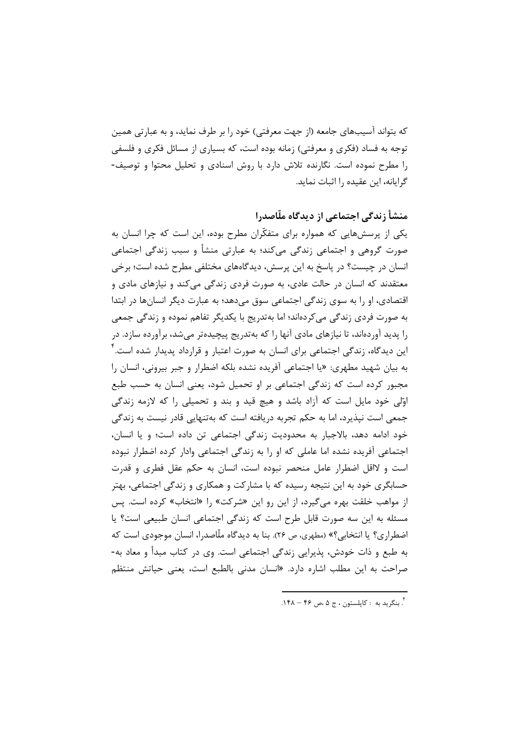که بتواند آسیب‌های جامعه (از جهت معرفتی) خود را بر طرف نماید، و به عبارتی همین توجه به فساد (فکری و معرفتی) زمانه بوده است، که بسیاری از مسائل فکری و فلسفی را مطرح نموده است. نگارنده تلاش دارد با روش اسنادی و تحلیل محتوا و توصیف‌گرایانه، این عقیده را اثبات نماید.

## منشأ زندگی اجتماعی از دیدگاه ملّاصدرا

یکی از پرسش‌هایی که همواره برای متفکّران مطرح بوده، این است که چرا انسان به صورت گروهی و اجتماعی زندگی می‌کند؛ به عبارتی منشأ و سبب زندگی اجتماعی انسان در چیست؟ در پاسخ به این پرسش، دیدگاه‌های مختلفی مطرح شده است؛ برخی معتقدند که انسان در حالت عادی، به صورت فردی زندگی می‌کند و نیازهای مادی و اقتصادی، او را به سوی زندگی اجتماعی سوق می‌دهد؛ به عبارت دیگر انسان‌ها در ابتدا به صورت فردی زندگی می‌کرده‌اند؛ اما به‌تدریج با یکدیگر تفاهم نموده و زندگی جمعی را پدید آورده‌اند، تا نیازهای مادی آنها را که به‌تدریج پیچیده‌تر می‌شد، برآورده سازد. در این دیدگاه، زندگی اجتماعی برای انسان به صورت اعتبار و قرارداد پدیدار شده است.[۴] به بیان شهید مطهری: «یا اجتماعی آفریده نشده بلکه اضطرار و جبر بیرونی، انسان را مجبور کرده است که زندگی اجتماعی بر او تحمیل شود، یعنی انسان به حسب طبع اوّلی خود مایل است که آزاد باشد و هیچ قید و بند و تحمیلی را که لازمه زندگی جمعی است نپذیرد، اما به حکم تجربه دریافته است که به‌تنهایی قادر نیست به زندگی خود ادامه دهد، بالاجبار به محدودیت زندگی اجتماعی تن داده است؛ و یا انسان، اجتماعی آفریده نشده اما عاملی که او را به زندگی اجتماعی وادار کرده اضطرار نبوده است و لااقل اضطرار عامل منحصر نبوده است، انسان به حکم عقل فطری و قدرت حسابگری خود به این نتیجه رسیده که با مشارکت و همکاری و زندگی اجتماعی، بهتر از مواهب خلقت بهره می‌گیرد، از این رو این «شرکت» را «انتخاب» کرده است. پس مسئله به این سه صورت قابل طرح است که زندگی اجتماعی انسان طبیعی است؟ یا اضطراری؟ یا انتخابی؟» (مطهری، ص ۲۶). بنا به دیدگاه ملّاصدرا، انسان موجودی است که به طبع و ذات خودش، پذیرایی زندگی اجتماعی است. وی در کتاب مبدأ و معاد به‌صراحت به این مطلب اشاره دارد. «انسان مدنی بالطبع است، یعنی حیاتش منتظم

---

[۴]. بنگرید به : کاپلستون ، ج ۵ ،ص ۴۶ – ۱۴۸.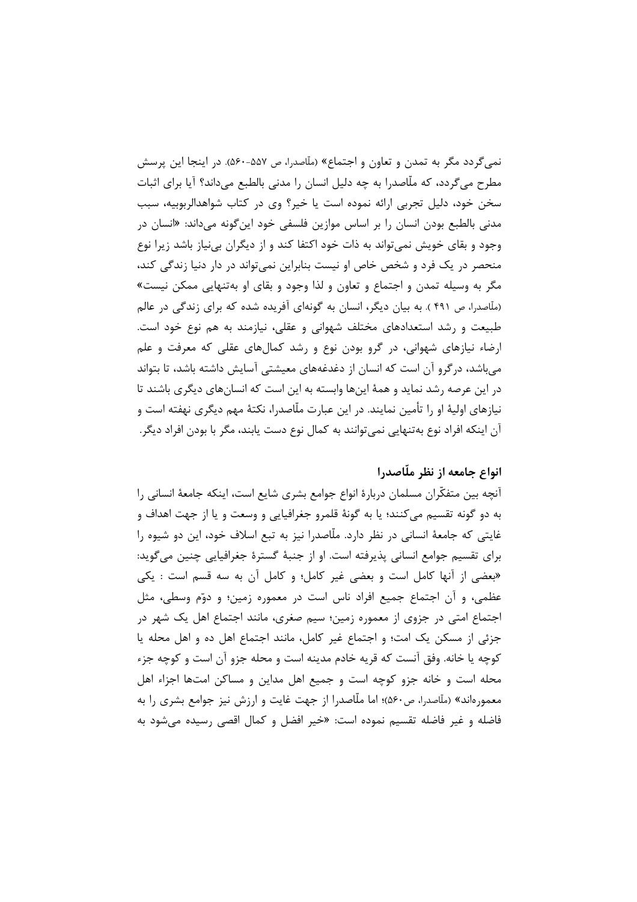نمی‌گردد مگر به تمدن و تعاون و اجتماع» (ملّاصدرا، ص ۵۵۷-۵۶۰). در اینجا این پرسش مطرح می‌گردد، که ملّاصدرا به چه دلیل انسان را مدنی بالطبع می‌داند؟ آیا برای اثبات سخن خود، دلیل تجربی ارائه نموده است یا خیر؟ وی در کتاب شواهدالربوبیه، سبب مدنی بالطبع بودن انسان را بر اساس موازین فلسفی خود این‌گونه می‌داند: «انسان در وجود و بقای خویش نمی‌تواند به ذات خود اکتفا کند و از دیگران بی‌نیاز باشد زیرا نوع منحصر در یک فرد و شخص خاص او نیست بنابراین نمی‌تواند در دار دنیا زندگی کند، مگر به وسیله تمدن و اجتماع و تعاون و لذا وجود و بقای او به‌تنهایی ممکن نیست» (ملّاصدرا، ص ۴۹۱ ). به بیان دیگر، انسان به گونه‌ای آفریده شده که برای زندگی در عالم طبیعت و رشد استعدادهای مختلف شهوانی و عقلی، نیازمند به هم نوع خود است. ارضاء نیازهای شهوانی، در گرو بودن نوع و رشد کمال‌های عقلی که معرفت و علم می‌باشد، درگرو آن است که انسان از دغدغه‌های معیشتی آسایش داشته باشد، تا بتواند در این عرصه رشد نماید و همهٔ این‌ها وابسته به این است که انسان‌های دیگری باشند تا نیازهای اولیهٔ او را تأمین نمایند. در این عبارت ملّاصدرا، نکتهٔ مهم دیگری نهفته است و آن اینکه افراد نوع به‌تنهایی نمی‌توانند به کمال نوع دست یابند، مگر با بودن افراد دیگر.

## انواع جامعه از نظر ملّاصدرا

آنچه بین متفکّران مسلمان دربارهٔ انواع جوامع بشری شایع است، اینکه جامعهٔ انسانی را به دو گونه تقسیم می‌کنند؛ یا به گونهٔ قلمرو جغرافیایی و وسعت و یا از جهت اهداف و غایتی که جامعهٔ انسانی در نظر دارد. ملّاصدرا نیز به تبع اسلاف خود، این دو شیوه را برای تقسیم جوامع انسانی پذیرفته است. او از جنبهٔ گسترهٔ جغرافیایی چنین می‌گوید: «بعضی از آنها کامل است و بعضی غیر کامل؛ و کامل آن به سه قسم است : یکی عظمی، و آن اجتماع جمیع افراد ناس است در معموره زمین؛ و دوّم وسطی، مثل اجتماع امتی در جزوی از معموره زمین؛ سیم صغری، مانند اجتماع اهل یک شهر در جزئی از مسکن یک امت؛ و اجتماع غیر کامل، مانند اجتماع اهل ده و اهل محله یا کوچه یا خانه. وفق آنست که قریه خادم مدینه است و محله جزو آن است و کوچه جزء محله است و خانه جزو کوچه است و جمیع اهل مداین و مساکن امتها اجزاء اهل معموره‌اند» (ملّاصدرا، ص۵۶۰)؛ اما ملّاصدرا از جهت غایت و ارزش نیز جوامع بشری را به فاضله و غیر فاضله تقسیم نموده است: «خیر افضل و کمال اقصی رسیده می‌شود به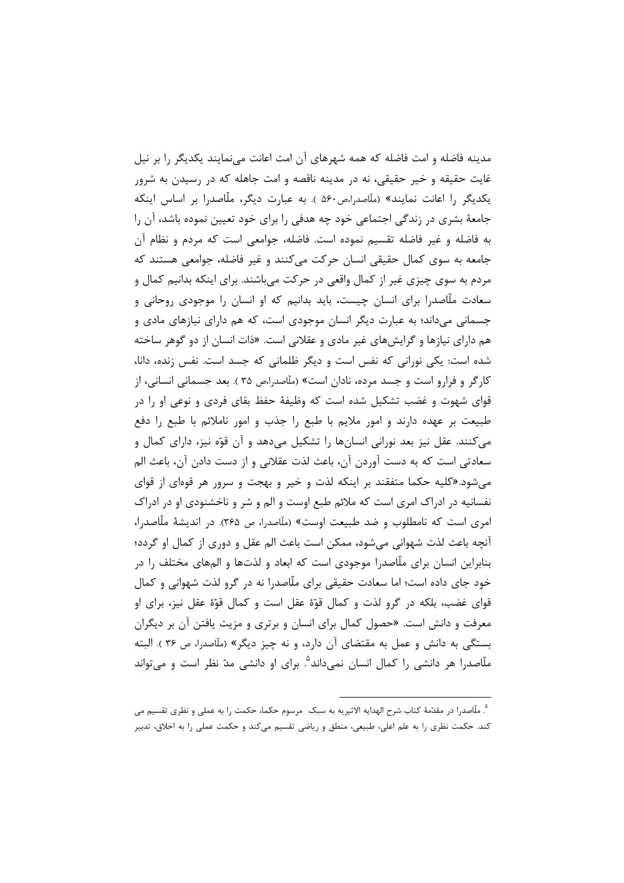مدینه فاضله و امت فاضله که همه شهرهای آن امت اعانت می‌نمایند یکدیگر را بر نیل غایت حقیقه و خیر حقیقی، نه در مدینه ناقصه و امت جاهله که در رسیدن به شرور یکدیگر را اعانت نمایند» (ملّاصدرا،ص ۵۶۰ ). به عبارت دیگر، ملّاصدرا بر اساس اینکه جامعهٔ بشری در زندگی اجتماعی خود چه هدفی را برای خود تعیین نموده باشد، آن را به فاضله و غیر فاضله تقسیم نموده است. فاضله، جوامعی است که مردم و نظام آن جامعه به سوی کمال حقیقی انسان حرکت می‌کنند و غیر فاضله، جوامعی هستند که مردم به سوی چیزی غیر از کمال واقعی در حرکت می‌باشند. برای اینکه بدانیم کمال و سعادت ملّاصدرا برای انسان چیست، باید بدانیم که او انسان را موجودی روحانی و جسمانی می‌داند؛ به عبارت دیگر انسان موجودی است، که هم دارای نیازهای مادی و هم دارای نیازها و گرایش‌های غیر مادی و عقلانی است. «ذات انسان از دو گوهر ساخته شده است: یکی نورانی که نفس است و دیگر ظلمانی که جسد است. نفس زنده، دانا، کارگر و فرارو است و جسد مرده، نادان است» (ملّاصدرا،ص ۳۵ ). بعد جسمانی انسانی، از قوای شهوت و غضب تشکیل شده است که وظیفهٔ حفظ بقای فردی و نوعی او را در طبیعت بر عهده دارند و امور ملایم با طبع را جذب و امور ناملائم با طبع را دفع می‌کنند. عقل نیز بعد نورانی انسان‌ها را تشکیل می‌دهد و آن قوّه نیز، دارای کمال و سعادتی است که به دست آوردن آن، باعث لذت عقلانی و از دست دادن آن، باعث الم می‌شود.«کلیه حکما متفقند بر اینکه لذت و خیر و بهجت و سرور هر قوه‌ای از قوای نفسانیه در ادراک امری است که ملائم طبع اوست و الم و شر و ناخشنودی او در ادراک امری است که نامطلوب و ضد طبیعت اوست» (ملّاصدرا، ص ۳۶۵). در اندیشهٔ ملّاصدرا، آنچه باعث لذت شهوانی می‌شود، ممکن است باعث الم عقل و دوری از کمال او گردد؛ بنابراین انسان برای ملّاصدرا موجودی است که ابعاد و لذت‌ها و الم‌های مختلف را در خود جای داده است؛ اما سعادت حقیقی برای ملّاصدرا نه در گرو لذت شهوانی و کمال قوای غضب، بلکه در گرو لذت و کمال قوّهٔ عقل است و کمال قوّهٔ عقل نیز، برای او معرفت و دانش است. «حصول کمال برای انسان و برتری و مزیت یافتن آن بر دیگران بستگی به دانش و عمل به مقتضای آن دارد، و نه چیز دیگر» (ملّاصدرا، ص ۳۶ ). البته ملّاصدرا هر دانشی را کمال انسان نمی‌داند[5]. برای او دانشی مدّ نظر است و می‌تواند

---

[5]. ملّاصدرا در مقدّمهٔ کتاب شرح الهدایه الاثیریه به سبک مرسوم حکما، حکمت را به عملی و نظری تقسیم می کند. حکمت نظری را به علم اعلی، طبیعی، منطق و ریاضی تقسیم می‌کند و حکمت عملی را به اخلاق، تدبیر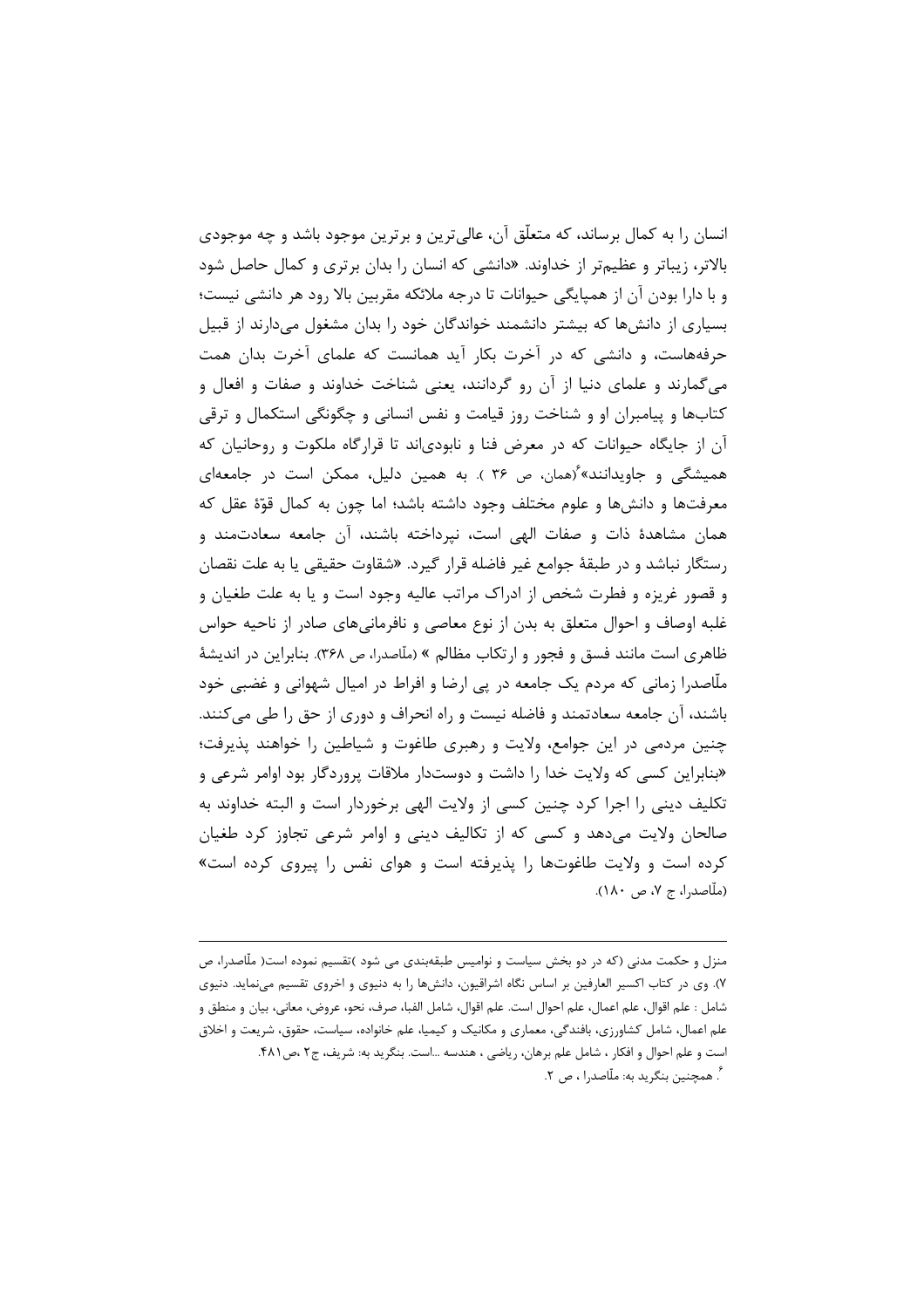انسان را به کمال برساند، که متعلّق آن، عالی‌ترین و برترین موجود باشد و چه موجودی بالاتر، زیباتر و عظیم‌تر از خداوند. «دانشی که انسان را بدان برتری و کمال حاصل شود و با دارا بودن آن از همپایگی حیوانات تا درجه ملائکه مقربین بالا رود هر دانشی نیست؛ بسیاری از دانش‌ها که بیشتر دانشمند خواندگان خود را بدان مشغول می‌دارند از قبیل حرفه‌هاست، و دانشی که در آخرت بکار آید همانست که علمای آخرت بدان همت می‌گمارند و علمای دنیا از آن رو گردانند، یعنی شناخت خداوند و صفات و افعال و کتاب‌ها و پیامبران او و شناخت روز قیامت و نفس انسانی و چگونگی استکمال و ترقی آن از جایگاه حیوانات که در معرض فنا و نابودی‌اند تا قرارگاه ملکوت و روحانیان که همیشگی و جاویدانند»[۴](همان، ص ۳۶ ). به همین دلیل، ممکن است در جامعه‌ای معرفت‌ها و دانش‌ها و علوم مختلف وجود داشته باشد؛ اما چون به کمال قوّهٔ عقل که همان مشاهدهٔ ذات و صفات الهی است، نپرداخته باشند، آن جامعه سعادت‌مند و رستگار نباشد و در طبقهٔ جوامع غیر فاضله قرار گیرد. «شقاوت حقیقی یا به علت نقصان و قصور غریزه و فطرت شخص از ادراک مراتب عالیه وجود است و یا به علت طغیان و غلبه اوصاف و احوال متعلق به بدن از نوع معاصی و نافرمانی‌های صادر از ناحیه حواس ظاهری است مانند فسق و فجور و ارتکاب مظالم » (ملّاصدرا، ص ۳۶۸). بنابراین در اندیشهٔ ملّاصدرا زمانی که مردم یک جامعه در پی ارضا و افراط در امیال شهوانی و غضبی خود باشند، آن جامعه سعادتمند و فاضله نیست و راه انحراف و دوری از حق را طی می‌کنند. چنین مردمی در این جوامع، ولایت و رهبری طاغوت و شیاطین را خواهند پذیرفت؛ «بنابراین کسی که ولایت خدا را داشت و دوستدار ملاقات پروردگار بود اوامر شرعی و تکلیف دینی را اجرا کرد چنین کسی از ولایت الهی برخوردار است و البته خداوند به صالحان ولایت می‌دهد و کسی که از تکالیف دینی و اوامر شرعی تجاوز کرد طغیان کرده است و ولایت طاغوت‌ها را پذیرفته است و هوای نفس را پیروی کرده است» (ملّاصدرا، ج ۷، ص ۱۸۰).

---

منزل و حکمت مدنی (که در دو بخش سیاست و نوامیس طبقه‌بندی می شود )تقسیم نموده است( ملّاصدرا، ص ۷). وی در کتاب اکسیر العارفین بر اساس نگاه اشراقیون، دانش‌ها را به دنیوی و اخروی تقسیم می‌نماید. دنیوی شامل : علم اقوال، علم اعمال، علم احوال است. علم اقوال، شامل الفبا، صرف، نحو، عروض، معانی، بیان و منطق و علم اعمال، شامل کشاورزی، بافندگی، معماری و مکانیک و کیمیا، علم خانواده، سیاست، حقوق، شریعت و اخلاق است و علم احوال و افکار ، شامل علم برهان، ریاضی ، هندسه ...است. بنگرید به: شریف، ج۲ ،ص۴۸۱.

[۴] همچنین بنگرید به: ملّاصدرا ، ص ۲.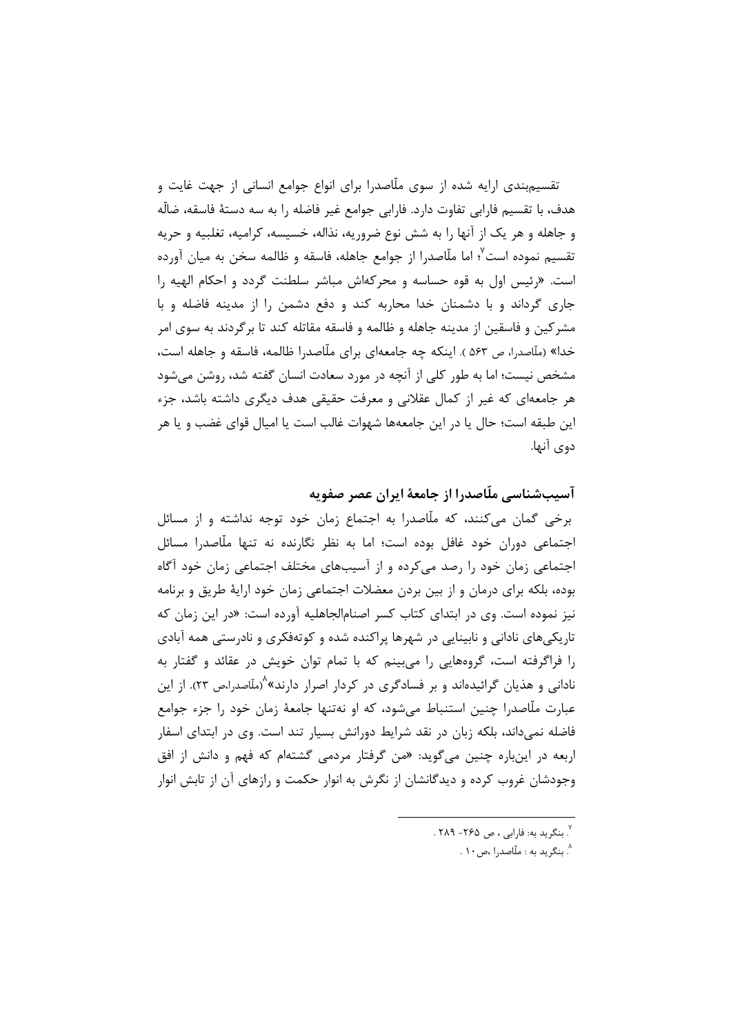تقسیم‌بندی ارایه شده از سوی ملّاصدرا برای انواع جوامع انسانی از جهت غایت و هدف، با تقسیم فارابی تفاوت دارد. فارابی جوامع غیر فاضله را به سه دستهٔ فاسقه، ضالّه و جاهله و هر یک از آنها را به شش نوع ضروریه، نذاله، خسیسه، کرامیه، تغلبیه و حریه تقسیم نموده است[7]؛ اما ملّاصدرا از جوامع جاهله، فاسقه و ظالمه سخن به میان آورده است. «رئیس اول به قوه حساسه و محرکه‌اش مباشر سلطنت گردد و احکام الهیه را جاری گرداند و با دشمنان خدا محاربه کند و دفع دشمن را از مدینه فاضله و با مشرکین و فاسقین از مدینه جاهله و ظالمه و فاسقه مقاتله کند تا برگردند به سوی امر خدا» (ملّاصدرا، ص ۵۶۳ ). اینکه چه جامعه‌ای برای ملّاصدرا ظالمه، فاسقه و جاهله است، مشخص نیست؛ اما به طور کلی از آنچه در مورد سعادت انسان گفته شد، روشن می‌شود هر جامعه‌ای که غیر از کمال عقلانی و معرفت حقیقی هدف دیگری داشته باشد، جزء این طبقه است؛ حال یا در این جامعه‌ها شهوات غالب است یا امیال قوای غضب و یا هر دوی آنها.

## آسیب‌شناسی ملّاصدرا از جامعهٔ ایران عصر صفویه

برخی گمان می‌کنند، که ملّاصدرا به اجتماع زمان خود توجه نداشته و از مسائل اجتماعی دوران خود غافل بوده است؛ اما به نظر نگارنده نه تنها ملّاصدرا مسائل اجتماعی زمان خود را رصد می‌کرده و از آسیب‌های مختلف اجتماعی زمان خود آگاه بوده، بلکه برای درمان و از بین بردن معضلات اجتماعی زمان خود ارایهٔ طریق و برنامه نیز نموده است. وی در ابتدای کتاب کسر اصنام‌الجاهلیه آورده است: «در این زمان که تاریکی‌های نادانی و نابینایی در شهرها پراکنده شده و کوته‌فکری و نادرستی همه آبادی را فراگرفته است، گروه‌هایی را می‌بینم که با تمام توان خویش در عقائد و گفتار به نادانی و هذیان گرائیده‌اند و بر فسادگری در کردار اصرار دارند»[8](ملّاصدرا،ص ۲۳). از این عبارت ملّاصدرا چنین استنباط می‌شود، که او نه‌تنها جامعهٔ زمان خود را جزء جوامع فاضله نمی‌داند، بلکه زبان در نقد شرایط دورانش بسیار تند است. وی در ابتدای اسفار اربعه در این‌باره چنین می‌گوید: «من گرفتار مردمی گشته‌ام که فهم و دانش از افق وجودشان غروب کرده و دیدگانشان از نگرش به انوار حکمت و رازهای آن از تابش انوار

---

[7]. بنگرید به: فارابی ، ص ۲۶۵- ۲۸۹ .

[8]. بنگرید به : ملّاصدرا ،ص ۱۰ .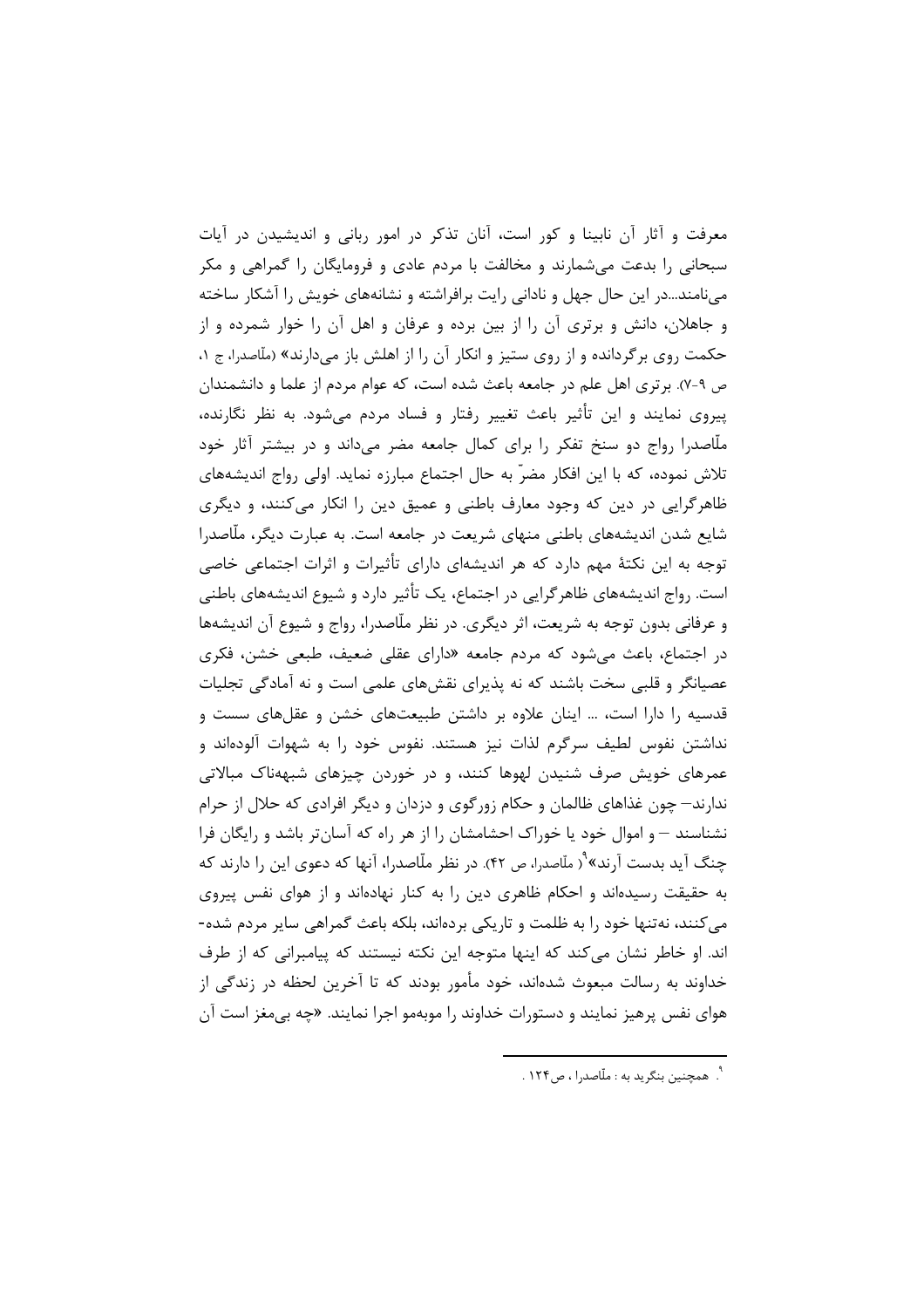معرفت و آثار آن نابینا و کور است، آنان تذکر در امور ربانی و اندیشیدن در آیات سبحانی را بدعت می‌شمارند و مخالفت با مردم عادی و فرومایگان را گمراهی و مکر می‌نامند...در این حال جهل و نادانی رایت برافراشته و نشانه‌های خویش را آشکار ساخته و جاهلان، دانش و برتری آن را از بین برده و عرفان و اهل آن را خوار شمرده و از حکمت روی برگردانده و از روی ستیز و انکار آن را از اهلش باز می‌دارند» (ملّاصدرا، ج ۱، ص ۹-۷). برتری اهل علم در جامعه باعث شده است، که عوام مردم از علما و دانشمندان پیروی نمایند و این تأثیر باعث تغییر رفتار و فساد مردم می‌شود. به نظر نگارنده، ملّاصدرا رواج دو سنخ تفکر را برای کمال جامعه مضر می‌داند و در بیشتر آثار خود تلاش نموده، که با این افکار مضرّ به حال اجتماع مبارزه نماید. اولی رواج اندیشه‌های ظاهرگرایی در دین که وجود معارف باطنی و عمیق دین را انکار می‌کنند، و دیگری شایع شدن اندیشه‌های باطنی منهای شریعت در جامعه است. به عبارت دیگر، ملّاصدرا توجه به این نکتهٔ مهم دارد که هر اندیشه‌ای دارای تأثیرات و اثرات اجتماعی خاصی است. رواج اندیشه‌های ظاهرگرایی در اجتماع، یک تأثیر دارد و شیوع اندیشه‌های باطنی و عرفانی بدون توجه به شریعت، اثر دیگری. در نظر ملّاصدرا، رواج و شیوع آن اندیشه‌ها در اجتماع، باعث می‌شود که مردم جامعه «دارای عقلی ضعیف، طبعی خشن، فکری عصیانگر و قلبی سخت باشند که نه پذیرای نقش‌های علمی است و نه آمادگی تجلیات قدسیه را دارا است، ... اینان علاوه بر داشتن طبیعت‌های خشن و عقل‌های سست و نداشتن نفوس لطیف سرگرم لذات نیز هستند. نفوس خود را به شهوات آلوده‌اند و عمرهای خویش صرف شنیدن لهوها کنند، و در خوردن چیزهای شبهه‌ناک مبالاتی ندارند– چون غذاهای ظالمان و حکام زورگوی و دزدان و دیگر افرادی که حلال از حرام نشناسند – و اموال خود یا خوراک احشامشان را از هر راه که آسان‌تر باشد و رایگان فرا چنگ آید بدست آرند»[۹]( ملّاصدرا، ص ۴۲). در نظر ملّاصدرا، آنها که دعوی این را دارند که به حقیقت رسیده‌اند و احکام ظاهری دین را به کنار نهاده‌اند و از هوای نفس پیروی می‌کنند، نه‌تنها خود را به ظلمت و تاریکی برده‌اند، بلکه باعث گمراهی سایر مردم شده‌اند. او خاطر نشان می‌کند که اینها متوجه این نکته نیستند که پیامبرانی که از طرف خداوند به رسالت مبعوث شده‌اند، خود مأمور بودند که تا آخرین لحظه در زندگی از هوای نفس پرهیز نمایند و دستورات خداوند را موبه‌مو اجرا نمایند. «چه بی‌مغز است آن

---

[۹]. همچنین بنگرید به : ملّاصدرا ، ص۱۲۴ .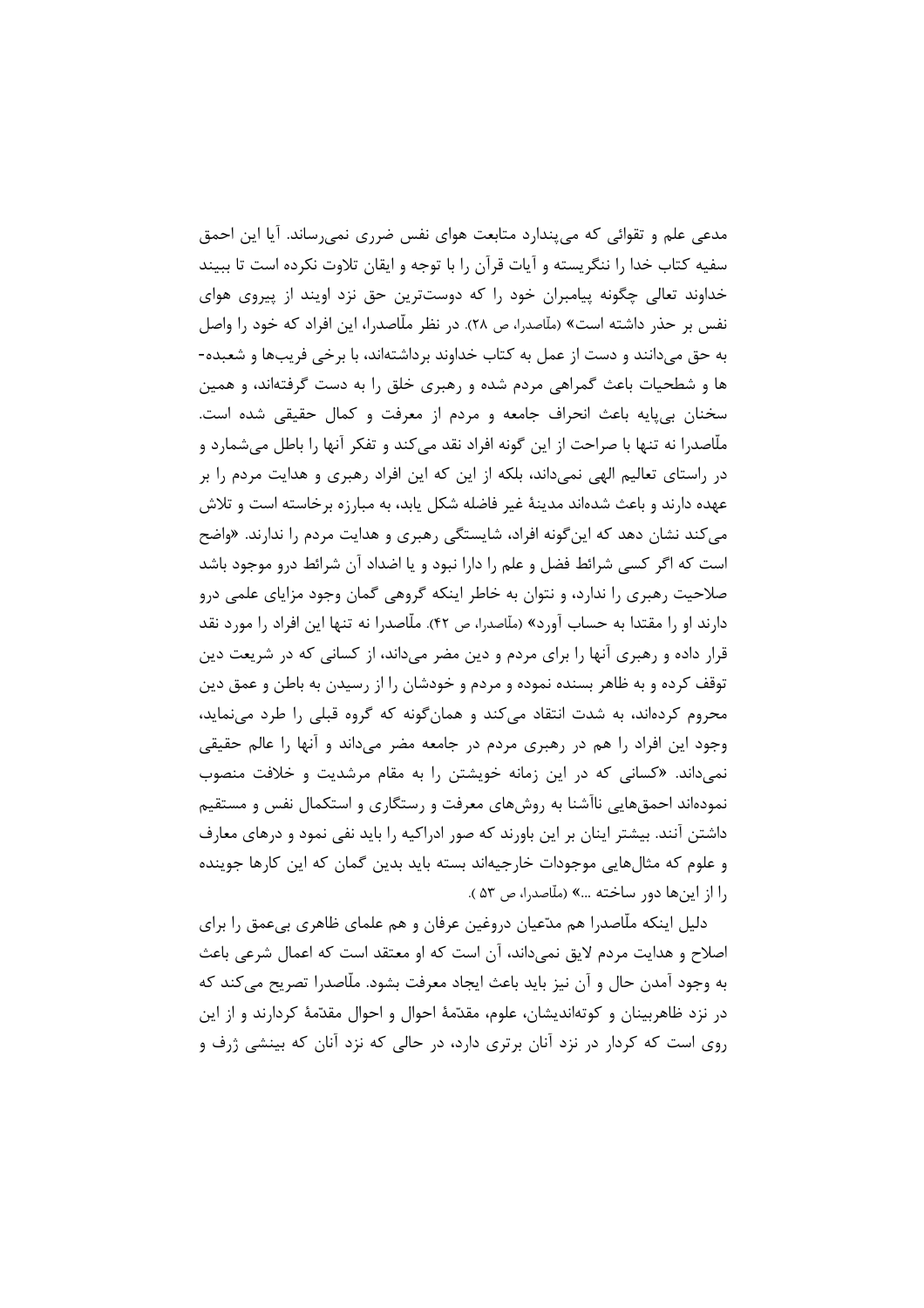مدعی علم و تقوائی که می‌پندارد متابعت هوای نفس ضرری نمی‌رساند. آیا این احمق سفیه کتاب خدا را ننگریسته و آیات قرآن را با توجه و ایقان تلاوت نکرده است تا ببیند خداوند تعالی چگونه پیامبران خود را که دوست‌ترین حق نزد اویند از پیروی هوای نفس بر حذر داشته است» (ملّاصدرا، ص ۲۸). در نظر ملّاصدرا، این افراد که خود را واصل به حق می‌دانند و دست از عمل به کتاب خداوند برداشته‌اند، با برخی فریب‌ها و شعبده‌ها و شطحیات باعث گمراهی مردم شده و رهبری خلق را به دست گرفته‌اند، و همین سخنان بی‌پایه باعث انحراف جامعه و مردم از معرفت و کمال حقیقی شده است. ملّاصدرا نه تنها با صراحت از این گونه افراد نقد می‌کند و تفکر آنها را باطل می‌شمارد و در راستای تعالیم الهی نمی‌داند، بلکه از این که این افراد رهبری و هدایت مردم را بر عهده دارند و باعث شده‌اند مدینهٔ غیر فاضله شکل یابد، به مبارزه برخاسته است و تلاش می‌کند نشان دهد که این‌گونه افراد، شایستگی رهبری و هدایت مردم را ندارند. «واضح است که اگر کسی شرائط فضل و علم را دارا نبود و یا اضداد آن شرائط درو موجود باشد صلاحیت رهبری را ندارد، و نتوان به خاطر اینکه گروهی گمان وجود مزایای علمی درو دارند او را مقتدا به حساب آورد» (ملّاصدرا، ص ۴۲). ملّاصدرا نه تنها این افراد را مورد نقد قرار داده و رهبری آنها را برای مردم و دین مضر می‌داند، از کسانی که در شریعت دین توقف کرده و به ظاهر بسنده نموده و مردم و خودشان را از رسیدن به باطن و عمق دین محروم کرده‌اند، به شدت انتقاد می‌کند و همان‌گونه که گروه قبلی را طرد می‌نماید، وجود این افراد را هم در رهبری مردم در جامعه مضر می‌داند و آنها را عالم حقیقی نمی‌داند. «کسانی که در این زمانه خویشتن را به مقام مرشدیت و خلافت منصوب نموده‌اند احمق‌هایی ناآشنا به روش‌های معرفت و رستگاری و استکمال نفس و مستقیم داشتن آنند. بیشتر اینان بر این باورند که صور ادراکیه را باید نفی نمود و درهای معارف و علوم که مثال‌هایی موجودات خارجیه‌اند بسته باید بدین گمان که این کارها جوینده را از این‌ها دور ساخته ...» (ملّاصدرا، ص ۵۳).

دلیل اینکه ملّاصدرا هم مدّعیان دروغین عرفان و هم علمای ظاهری بی‌عمق را برای اصلاح و هدایت مردم لایق نمی‌داند، آن است که او معتقد است که اعمال شرعی باعث به وجود آمدن حال و آن نیز باید باعث ایجاد معرفت بشود. ملّاصدرا تصریح می‌کند که در نزد ظاهربینان و کوتاه‌اندیشان، علوم، مقدّمهٔ احوال و احوال مقدّمهٔ کردارند و از این روی است که کردار در نزد آنان برتری دارد، در حالی که نزد آنان که بینشی ژرف و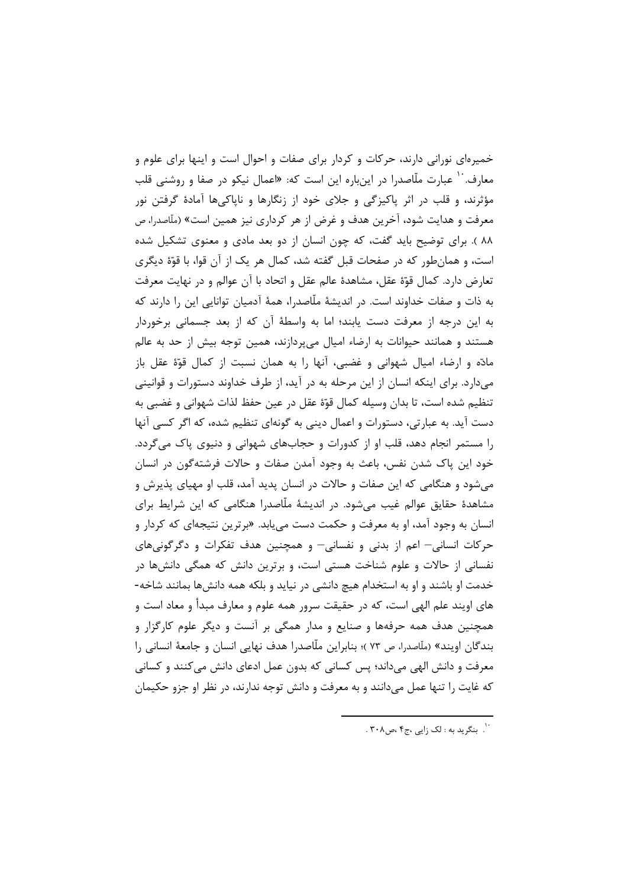خمیره‌ای نورانی دارند، حرکات و کردار برای صفات و احوال است و اینها برای علوم و معارف.[10] عبارت ملّاصدرا در این‌باره این است که: «اعمال نیکو در صفا و روشنی قلب مؤثرند، و قلب در اثر پاکیزگی و جلای خود از زنگارها و ناپاکی‌ها آمادهٔ گرفتن نور معرفت و هدایت شود، آخرین هدف و غرض از هر کرداری نیز همین است» (ملّاصدرا، ص ۸۸ ). برای توضیح باید گفت، که چون انسان از دو بعد مادی و معنوی تشکیل شده است، و همان‌طور که در صفحات قبل گفته شد، کمال هر یک از آن قوا، با قوّهٔ دیگری تعارض دارد. کمال قوّهٔ عقل، مشاهدهٔ عالم عقل و اتحاد با آن عوالم و در نهایت معرفت به ذات و صفات خداوند است. در اندیشهٔ ملّاصدرا، همهٔ آدمیان توانایی این را دارند که به این درجه از معرفت دست یابند؛ اما به واسطهٔ آن که از بعد جسمانی برخوردار هستند و همانند حیوانات به ارضاء امیال می‌پردازند، همین توجه بیش از حد به عالم مادّه و ارضاء امیال شهوانی و غضبی، آنها را به همان نسبت از کمال قوّهٔ عقل باز می‌دارد. برای اینکه انسان از این مرحله به در آید، از طرف خداوند دستورات و قوانینی تنظیم شده است، تا بدان وسیله کمال قوّهٔ عقل در عین حفظ لذات شهوانی و غضبی به دست آید. به عبارتی، دستورات و اعمال دینی به گونه‌ای تنظیم شده، که اگر کسی آنها را مستمر انجام دهد، قلب او از کدورات و حجاب‌های شهوانی و دنیوی پاک می‌گردد. خود این پاک شدن نفس، باعث به وجود آمدن صفات و حالات فرشته‌گون در انسان می‌شود و هنگامی که این صفات و حالات در انسان پدید آمد، قلب او مهیای پذیرش و مشاهدهٔ حقایق عوالم غیب می‌شود. در اندیشهٔ ملّاصدرا هنگامی که این شرایط برای انسان به وجود آمد، او به معرفت و حکمت دست می‌یابد. «برترین نتیجه‌ای که کردار و حرکات انسانی– اعم از بدنی و نفسانی– و همچنین هدف تفکرات و دگرگونی‌های نفسانی از حالات و علوم شناخت هستی است، و برترین دانش که همگی دانش‌ها در خدمت او باشند و او به استخدام هیچ دانشی در نیاید و بلکه همه دانش‌ها بمانند شاخه‌-های اویند علم الهی است، که در حقیقت سرور همه علوم و معارف مبدأ و معاد است و همچنین هدف همه حرفه‌ها و صنایع و مدار همگی بر آنست و دیگر علوم کارگزار و بندگان اویند» (ملّاصدرا، ص ۷۳ )؛ بنابراین ملّاصدرا هدف نهایی انسان و جامعهٔ انسانی را معرفت و دانش الهی می‌داند؛ پس کسانی که بدون عمل ادعای دانش می‌کنند و کسانی که غایت را تنها عمل می‌دانند و به معرفت و دانش توجه ندارند، در نظر او جزو حکیمان

---

[10]. بنگرید به : لک زایی ،ج۴ ،ص۳۰۸ .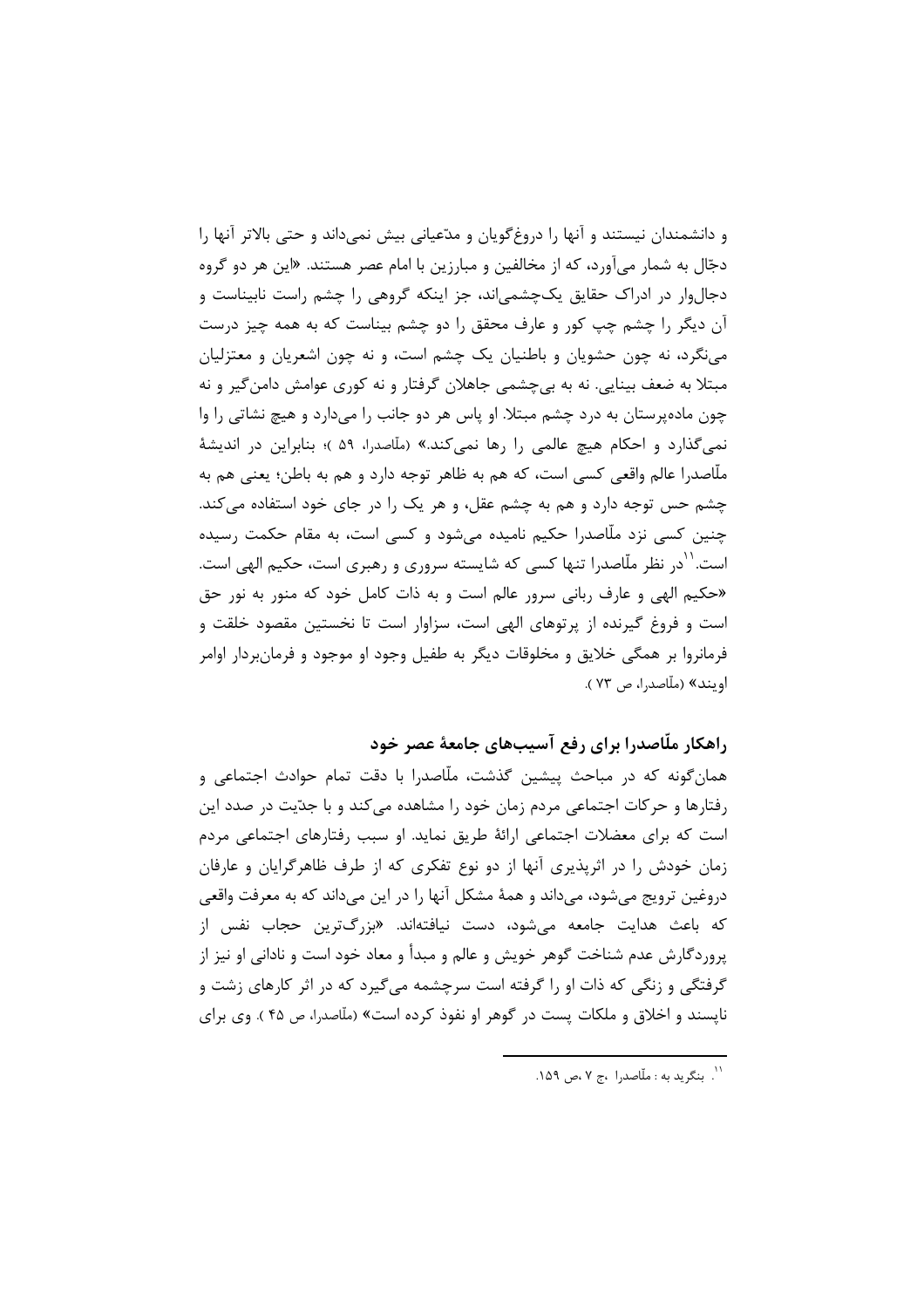و دانشمندان نیستند و آنها را دروغ‌گویان و مدّعیانی بیش نمی‌داند و حتی بالاتر آنها را دجّال به شمار می‌آورد، که از مخالفین و مبارزین با امام عصر هستند. «این هر دو گروه دجال‌وار در ادراک حقایق یک‌چشمی‌اند، جز اینکه گروهی را چشم راست نابیناست و آن دیگر را چشم چپ کور و عارف محقق را دو چشم بیناست که به همه چیز درست می‌نگرد، نه چون حشویان و باطنیان یک چشم است، و نه چون اشعریان و معتزلیان مبتلا به ضعف بینایی. نه به بی‌چشمی جاهلان گرفتار و نه کوری عوامش دامن‌گیر و نه چون ماده‌پرستان به درد چشم مبتلا. او پاس هر دو جانب را می‌دارد و هیچ نشاتی را وا نمی‌گذارد و احکام هیچ عالمی را رها نمی‌کند.» (ملّاصدرا، ۵۹ )؛ بنابراین در اندیشهٔ ملّاصدرا عالم واقعی کسی است، که هم به ظاهر توجه دارد و هم به باطن؛ یعنی هم به چشم حس توجه دارد و هم به چشم عقل، و هر یک را در جای خود استفاده می‌کند. چنین کسی نزد ملّاصدرا حکیم نامیده می‌شود و کسی است، به مقام حکمت رسیده است.[11] در نظر ملّاصدرا تنها کسی که شایسته سروری و رهبری است، حکیم الهی است. «حکیم الهی و عارف ربانی سرور عالم است و به ذات کامل خود که منور به نور حق است و فروغ گیرنده از پرتوهای الهی است، سزاوار است تا نخستین مقصود خلقت و فرمانروا بر همگی خلایق و مخلوقات دیگر به طفیل وجود او موجود و فرمان‌بردار اوامر اویند» (ملّاصدرا، ص ۷۳ ).

## راهکار ملّاصدرا برای رفع آسیب‌های جامعهٔ عصر خود

همان‌گونه که در مباحث پیشین گذشت، ملّاصدرا با دقت تمام حوادث اجتماعی و رفتارها و حرکات اجتماعی مردم زمان خود را مشاهده می‌کند و با جدّیت در صدد این است که برای معضلات اجتماعی ارائهٔ طریق نماید. او سبب رفتارهای اجتماعی مردم زمان خودش را در اثرپذیری آنها از دو نوع تفکری که از طرف ظاهرگرایان و عارفان دروغین ترویج می‌شود، می‌داند و همهٔ مشکل آنها را در این می‌داند که به معرفت واقعی که باعث هدایت جامعه می‌شود، دست نیافته‌اند. «بزرگ‌ترین حجاب نفس از پروردگارش عدم شناخت گوهر خویش و عالم و مبدأ و معاد خود است و نادانی او نیز از گرفتگی و زنگی که ذات او را گرفته است سرچشمه می‌گیرد که در اثر کارهای زشت و ناپسند و اخلاق و ملکات پست در گوهر او نفوذ کرده است» (ملّاصدرا، ص ۴۵ ). وی برای

---

[11]. بنگرید به : ملّاصدرا ،ج ۷ ،ص ۱۵۹.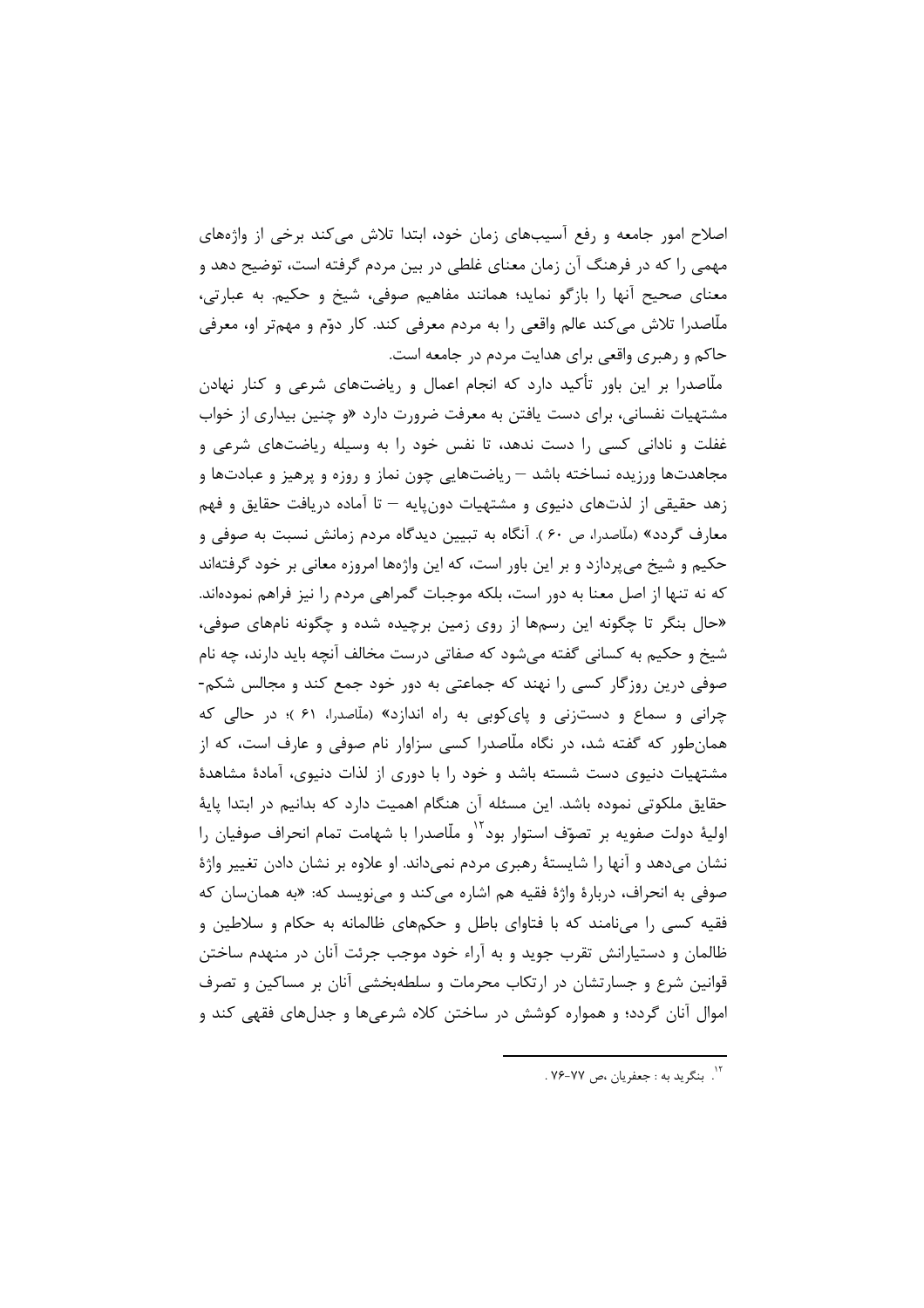اصلاح امور جامعه و رفع آسیب‌های زمان خود، ابتدا تلاش می‌کند برخی از واژه‌های مهمی را که در فرهنگ آن زمان معنای غلطی در بین مردم گرفته است، توضیح دهد و معنای صحیح آنها را بازگو نماید؛ همانند مفاهیم صوفی، شیخ و حکیم. به عبارتی، ملّاصدرا تلاش می‌کند عالم واقعی را به مردم معرفی کند. کار دوّم و مهم‌تر او، معرفی حاکم و رهبری واقعی برای هدایت مردم در جامعه است.

ملّاصدرا بر این باور تأکید دارد که انجام اعمال و ریاضت‌های شرعی و کنار نهادن مشتهیات نفسانی، برای دست یافتن به معرفت ضرورت دارد «و چنین بیداری از خواب غفلت و نادانی کسی را دست ندهد، تا نفس خود را به وسیله ریاضت‌های شرعی و مجاهدت‌ها ورزیده نساخته باشد – ریاضت‌هایی چون نماز و روزه و پرهیز و عبادت‌ها و زهد حقیقی از لذت‌های دنیوی و مشتهیات دون‌پایه – تا آماده دریافت حقایق و فهم معارف گردد» (ملّاصدرا، ص ۶۰ ). آنگاه به تبیین دیدگاه مردم زمانش نسبت به صوفی و حکیم و شیخ می‌پردازد و بر این باور است، که این واژه‌ها امروزه معانی بر خود گرفته‌اند که نه تنها از اصل معنا به دور است، بلکه موجبات گمراهی مردم را نیز فراهم نموده‌اند. «حال بنگر تا چگونه این رسم‌ها از روی زمین برچیده شده و چگونه نام‌های صوفی، شیخ و حکیم به کسانی گفته می‌شود که صفاتی درست مخالف آنچه باید دارند، چه نام صوفی درین روزگار کسی را نهند که جماعتی به دور خود جمع کند و مجالس شکم-چرانی و سماع و دست‌زنی و پای‌کوبی به راه اندازد» (ملّاصدرا، ۶۱ )؛ در حالی که همان‌طور که گفته شد، در نگاه ملّاصدرا کسی سزاوار نام صوفی و عارف است، که از مشتهیات دنیوی دست شسته باشد و خود را با دوری از لذات دنیوی، آمادهٔ مشاهدهٔ حقایق ملکوتی نموده باشد. این مسئله آن هنگام اهمیت دارد که بدانیم در ابتدا پایهٔ اولیهٔ دولت صفویه بر تصوّف استوار بود[12] و ملّاصدرا با شهامت تمام انحراف صوفیان را نشان می‌دهد و آنها را شایستهٔ رهبری مردم نمی‌داند. او علاوه بر نشان دادن تغییر واژهٔ صوفی به انحراف، دربارهٔ واژهٔ فقیه هم اشاره می‌کند و می‌نویسد که: «به همان‌سان که فقیه کسی را می‌نامند که با فتاوای باطل و حکم‌های ظالمانه به حکام و سلاطین و ظالمان و دستیارانش تقرب جوید و به آراء خود موجب جرئت آنان در منهدم ساختن قوانین شرع و جسارتشان در ارتکاب محرمات و سلطه‌بخشی آنان بر مساکین و تصرف اموال آنان گردد؛ و همواره کوشش در ساختن کلاه شرعی‌ها و جدل‌های فقهی کند و

[12]. بنگرید به : جعفریان ،ص ۷۷-۷۶ .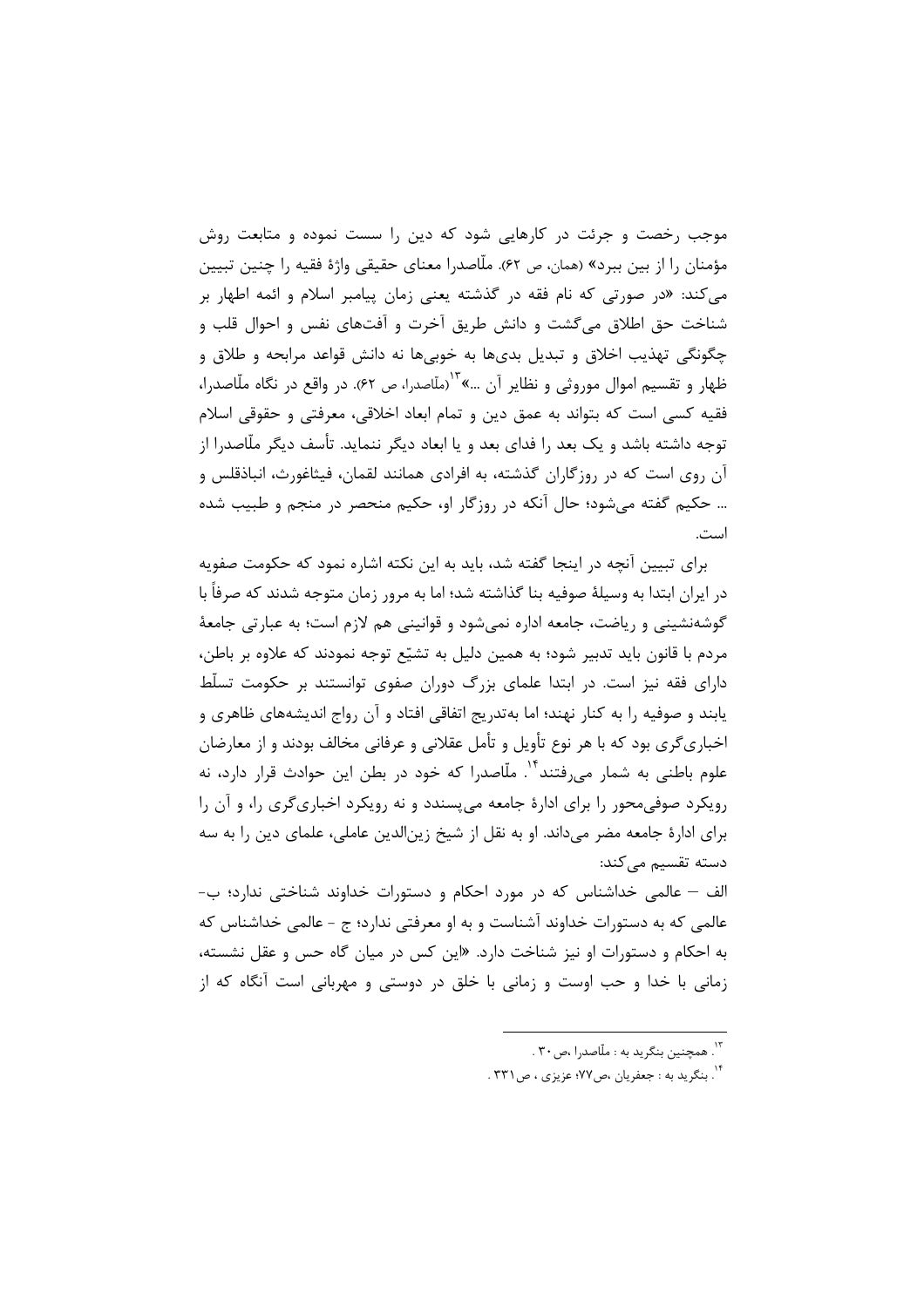موجب رخصت و جرئت در کارهایی شود که دین را سست نموده و متابعت روش مؤمنان را از بین ببرد» (همان، ص ۶۲). ملّاصدرا معنای حقیقی واژهٔ فقیه را چنین تبیین می‌کند: «در صورتی که نام فقه در گذشته یعنی زمان پیامبر اسلام و ائمه اطهار بر شناخت حق اطلاق می‌گشت و دانش طریق آخرت و آفت‌های نفس و احوال قلب و چگونگی تهذیب اخلاق و تبدیل بدی‌ها به خوبی‌ها نه دانش قواعد مرابحه و طلاق و ظهار و تقسیم اموال موروثی و نظایر آن ...»[۱۳](ملّاصدرا، ص ۶۲). در واقع در نگاه ملّاصدرا، فقیه کسی است که بتواند به عمق دین و تمام ابعاد اخلاقی، معرفتی و حقوقی اسلام توجه داشته باشد و یک بعد را فدای بعد و یا ابعاد دیگر ننماید. تأسف دیگر ملّاصدرا از آن روی است که در روزگاران گذشته، به افرادی همانند لقمان، فیثاغورث، انباذقلس و ... حکیم گفته می‌شود؛ حال آنکه در روزگار او، حکیم منحصر در منجم و طبیب شده است.

برای تبیین آنچه در اینجا گفته شد، باید به این نکته اشاره نمود که حکومت صفویه در ایران ابتدا به وسیلهٔ صوفیه بنا گذاشته شد؛ اما به مرور زمان متوجه شدند که صرفاً با گوشه‌نشینی و ریاضت، جامعه اداره نمی‌شود و قوانینی هم لازم است؛ به عبارتی جامعهٔ مردم با قانون باید تدبیر شود؛ به همین دلیل به تشیّع توجه نمودند که علاوه بر باطن، دارای فقه نیز است. در ابتدا علمای بزرگ دوران صفوی توانستند بر حکومت تسلّط یابند و صوفیه را به کنار نهند؛ اما به‌تدریج اتفاقی افتاد و آن رواج اندیشه‌های ظاهری و اخباری‌گری بود که با هر نوع تأویل و تأمل عقلانی و عرفانی مخالف بودند و از معارضان علوم باطنی به شمار می‌رفتند[۱۴]. ملّاصدرا که خود در بطن این حوادث قرار دارد، نه رویکرد صوفی‌محور را برای ادارهٔ جامعه می‌پسندد و نه رویکرد اخباری‌گری را، و آن را برای ادارهٔ جامعه مضر می‌داند. او به نقل از شیخ زین‌الدین عاملی، علمای دین را به سه دسته تقسیم می‌کند:

الف – عالمی خداشناس که در مورد احکام و دستورات خداوند شناختی ندارد؛ ب- عالمی که به دستورات خداوند آشناست و به او معرفتی ندارد؛ ج - عالمی خداشناس که به احکام و دستورات او نیز شناخت دارد. «این کس در میان گاه حس و عقل نشسته، زمانی با خدا و حب اوست و زمانی با خلق در دوستی و مهربانی است آنگاه که از

---

[۱۳]. همچنین بنگرید به : ملّاصدرا ،ص ۳۰ .

[۱۴]. بنگرید به : جعفریان ،ص۷۷؛ عزیزی ، ص۳۳۱ .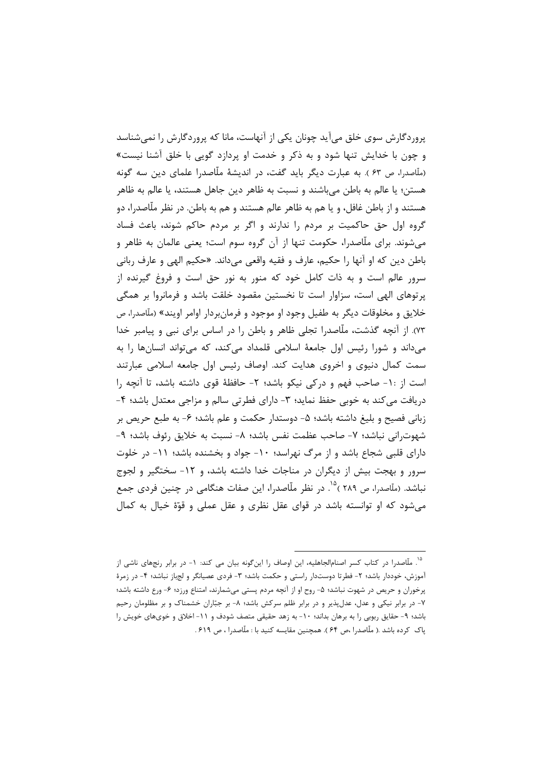پروردگارش سوی خلق می‌آید چونان یکی از آنهاست، مانا که پروردگارش را نمی‌شناسد و چون با خدایش تنها شود و به ذکر و خدمت او پردازد گویی با خلق آشنا نیست» (ملّاصدرا، ص ۶۳ ). به عبارت دیگر باید گفت، در اندیشهٔ ملّاصدرا علمای دین سه گونه هستن؛ یا عالم به باطن می‌باشند و نسبت به ظاهر دین جاهل هستند، یا عالم به ظاهر هستند و از باطن غافل، و یا هم به ظاهر عالم هستند و هم به باطن. در نظر ملّاصدرا، دو گروه اول حق حاکمیت بر مردم را ندارند و اگر بر مردم حاکم شوند، باعث فساد می‌شوند. برای ملّاصدرا، حکومت تنها از آن گروه سوم است؛ یعنی عالمان به ظاهر و باطن دین که او آنها را حکیم، عارف و فقیه واقعی می‌داند. «حکیم الهی و عارف ربانی سرور عالم است و به ذات کامل خود که منور به نور حق است و فروغ گیرنده از پرتوهای الهی است، سزاوار است تا نخستین مقصود خلقت باشد و فرمانروا بر همگی خلایق و مخلوقات دیگر به طفیل وجود او موجود و فرمان‌بردار اوامر اویند» (ملّاصدرا، ص ۷۳). از آنچه گذشت، ملّاصدرا تجلی ظاهر و باطن را در اساس برای نبی و پیامبر خدا می‌داند و شورا رئیس اول جامعهٔ اسلامی قلمداد می‌کند، که می‌تواند انسان‌ها را به سمت کمال دنیوی و اخروی هدایت کند. اوصاف رئیس اول جامعه اسلامی عبارتند است از :۱- صاحب فهم و درکی نیکو باشد؛ ۲- حافظهٔ قوی داشته باشد، تا آنچه را دریافت می‌کند به خوبی حفظ نماید؛ ۳- دارای فطرتی سالم و مزاجی معتدل باشد؛ ۴- زبانی فصیح و بلیغ داشته باشد؛ ۵- دوستدار حکمت و علم باشد؛ ۶- به طبع حریص بر شهوت‌رانی نباشد؛ ۷- صاحب عظمت نفس باشد؛ ۸- نسبت به خلایق رئوف باشد؛ ۹- دارای قلبی شجاع باشد و از مرگ نهراسد؛ ۱۰- جواد و بخشنده باشد؛ ۱۱- در خلوت سرور و بهجت بیش از دیگران در مناجات خدا داشته باشد، و ۱۲- سختگیر و لجوج نباشد. (ملّاصدرا، ص ۲۸۹ )[15]. در نظر ملّاصدرا، این صفات هنگامی در چنین فردی جمع می‌شود که او توانسته باشد در قوای عقل نظری و عقل عملی و قوّهٔ خیال به کمال

---

[15]. ملّاصدرا در کتاب کسر اصنام‌الجاهلیه، این اوصاف را این‌گونه بیان می کند: ۱- در برابر رنجهای ناشی از آموزش، خوددار باشد؛ ۲- فطرتا دوست‌دار راستی و حکمت باشد؛ ۳- فردی عصیانگر و لجباز نباشد؛ ۴- در زمرهٔ پرخوران و حریص در شهوت نباشد؛ ۵- روح او از آنچه مردم پستی می‌شمارند، امتناع ورزد؛ ۶- ورع داشته باشد؛ ۷- در برابر نیکی و عدل، عدل‌پذیر و در برابر ظلم سرکش باشد؛ ۸- بر جبّاران خشمناک و بر مظلومان رحیم باشد؛ ۹- حقایق ربوبی را به برهان بداند؛ ۱۰- به زهد حقیقی متصف شودف و ۱۱- اخلاق و خوی‌های خویش را پاک کرده باشد .( ملّاصدرا ،ص ۶۴ ). همچنین مقایسه کنید با : ملّاصدرا ، ص ۶۱۹ .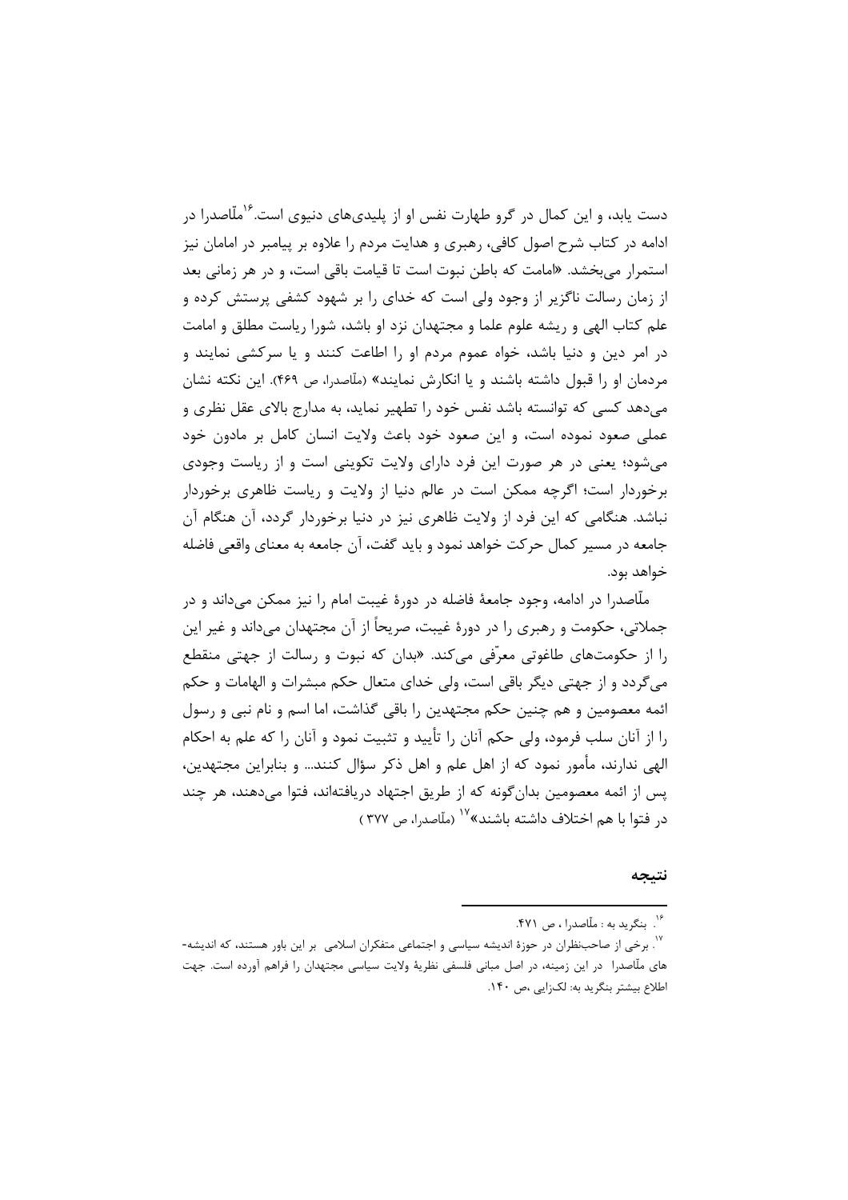دست یابد، و این کمال در گرو طهارت نفس او از پلیدی‌های دنیوی است.[16] ملّاصدرا در ادامه در کتاب شرح اصول کافی، رهبری و هدایت مردم را علاوه بر پیامبر در امامان نیز استمرار می‌بخشد. «امامت که باطن نبوت است تا قیامت باقی است، و در هر زمانی بعد از زمان رسالت ناگزیر از وجود ولی است که خدای را بر شهود کشفی پرستش کرده و علم کتاب الهی و ریشه علوم علما و مجتهدان نزد او باشد، شورا ریاست مطلق و امامت در امر دین و دنیا باشد، خواه عموم مردم او را اطاعت کنند و یا سرکشی نمایند و مردمان او را قبول داشته باشند و یا انکارش نمایند» (ملّاصدرا، ص ۴۶۹). این نکته نشان می‌دهد کسی که توانسته باشد نفس خود را تطهیر نماید، به مدارج بالای عقل نظری و عملی صعود نموده است، و این صعود خود باعث ولایت انسان کامل بر مادون خود می‌شود؛ یعنی در هر صورت این فرد دارای ولایت تکوینی است و از ریاست وجودی برخوردار است؛ اگرچه ممکن است در عالم دنیا از ولایت و ریاست ظاهری برخوردار نباشد. هنگامی که این فرد از ولایت ظاهری نیز در دنیا برخوردار گردد، آن هنگام آن جامعه در مسیر کمال حرکت خواهد نمود و باید گفت، آن جامعه به معنای واقعی فاضله خواهد بود.

ملّاصدرا در ادامه، وجود جامعهٔ فاضله در دورهٔ غیبت امام را نیز ممکن می‌داند و در جملاتی، حکومت و رهبری را در دورهٔ غیبت، صریحاً از آن مجتهدان می‌داند و غیر این را از حکومت‌های طاغوتی معرّفی می‌کند. «بدان که نبوت و رسالت از جهتی منقطع می‌گردد و از جهتی دیگر باقی است، ولی خدای متعال حکم مبشرات و الهامات و حکم ائمه معصومین و هم چنین حکم مجتهدین را باقی گذاشت، اما اسم و نام نبی و رسول را از آنان سلب فرمود، ولی حکم آنان را تأیید و تثبیت نمود و آنان را که علم به احکام الهی ندارند، مأمور نمود که از اهل علم و اهل ذکر سؤال کنند... و بنابراین مجتهدین، پس از ائمه معصومین بدان‌گونه که از طریق اجتهاد دریافته‌اند، فتوا می‌دهند، هر چند در فتوا با هم اختلاف داشته باشند»[17] (ملّاصدرا، ص ۳۷۷ )

## نتیجه

---

[16]. بنگرید به : ملّاصدرا ، ص ۴۷۱.

[17]. برخی از صاحب‌نظران در حوزهٔ اندیشه سیاسی و اجتماعی متفکران اسلامی بر این باور هستند، که اندیشه‌های ملّاصدرا در این زمینه، در اصل مبانی فلسفی نظریهٔ ولایت سیاسی مجتهدان را فراهم آورده است. جهت اطلاع بیشتر بنگرید به: لک‌زایی ،ص ۱۴۰.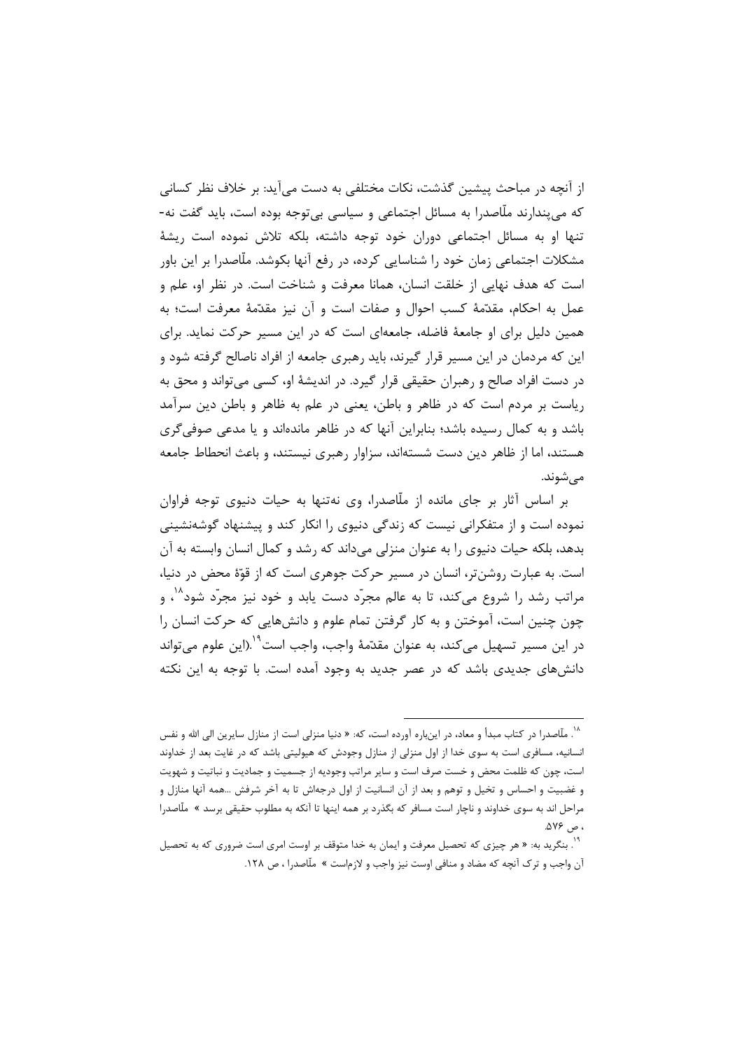از آنچه در مباحث پیشین گذشت، نکات مختلفی به دست می‌آید: بر خلاف نظر کسانی که می‌پندارند ملّاصدرا به مسائل اجتماعی و سیاسی بی‌توجه بوده است، باید گفت نه- تنها او به مسائل اجتماعی دوران خود توجه داشته، بلکه تلاش نموده است ریشهٔ مشکلات اجتماعی زمان خود را شناسایی کرده، در رفع آنها بکوشد. ملّاصدرا بر این باور است که هدف نهایی از خلقت انسان، همانا معرفت و شناخت است. در نظر او، علم و عمل به احکام، مقدّمهٔ کسب احوال و صفات است و آن نیز مقدّمهٔ معرفت است؛ به همین دلیل برای او جامعهٔ فاضله، جامعه‌ای است که در این مسیر حرکت نماید. برای این که مردمان در این مسیر قرار گیرند، باید رهبری جامعه از افراد ناصالح گرفته شود و در دست افراد صالح و رهبران حقیقی قرار گیرد. در اندیشهٔ او، کسی می‌تواند و محق به ریاست بر مردم است که در ظاهر و باطن، یعنی در علم به ظاهر و باطن دین سرآمد باشد و به کمال رسیده باشد؛ بنابراین آنها که در ظاهر مانده‌اند و یا مدعی صوفی‌گری هستند، اما از ظاهر دین دست شسته‌اند، سزاوار رهبری نیستند، و باعث انحطاط جامعه می‌شوند.

بر اساس آثار بر جای مانده از ملّاصدرا، وی نه‌تنها به حیات دنیوی توجه فراوان نموده است و از متفکرانی نیست که زندگی دنیوی را انکار کند و پیشنهاد گوشه‌نشینی بدهد، بلکه حیات دنیوی را به عنوان منزلی می‌داند که رشد و کمال انسان وابسته به آن است. به عبارت روشن‌تر، انسان در مسیر حرکت جوهری است که از قوّهٔ محض در دنیا، مراتب رشد را شروع می‌کند، تا به عالم مجرّد دست یابد و خود نیز مجرّد شود[۱۸]، و چون چنین است، آموختن و به کار گرفتن تمام علوم و دانش‌هایی که حرکت انسان را در این مسیر تسهیل می‌کند، به عنوان مقدّمهٔ واجب، واجب است[۱۹].(این علوم می‌تواند دانش‌های جدیدی باشد که در عصر جدید به وجود آمده است. با توجه به این نکته

---

[۱۸]. ملّاصدرا در کتاب مبدأ و معاد، در این‌باره آورده است، که: « دنیا منزلی است از منازل سایرین الی الله و نفس انسانیه، مسافری است به سوی خدا از اول منزلی از منازل وجودش که هیولیتی باشد که در غایت بعد از خداوند است، چون که ظلمت محض و خست صرف است و سایر مراتب وجودیه از جسمیت و جمادیت و نباتیت و شهویت و غضبیت و احساس و تخیل و توهم و بعد از آن انسانیت از اول درجه‌اش تا به آخر شرفش ...همه آنها منازل و مراحل اند به سوی خداوند و ناچار است مسافر که بگذرد بر همه اینها تا آنکه به مطلوب حقیقی برسد » ملّاصدرا ، ص ۵۷۶.

[۱۹]. بنگرید به: « هر چیزی که تحصیل معرفت و ایمان به خدا متوقف بر اوست امری است ضروری که به تحصیل آن واجب و ترک آنچه که مضاد و منافی اوست نیز واجب و لازم‌است » ملّاصدرا ، ص ۱۲۸.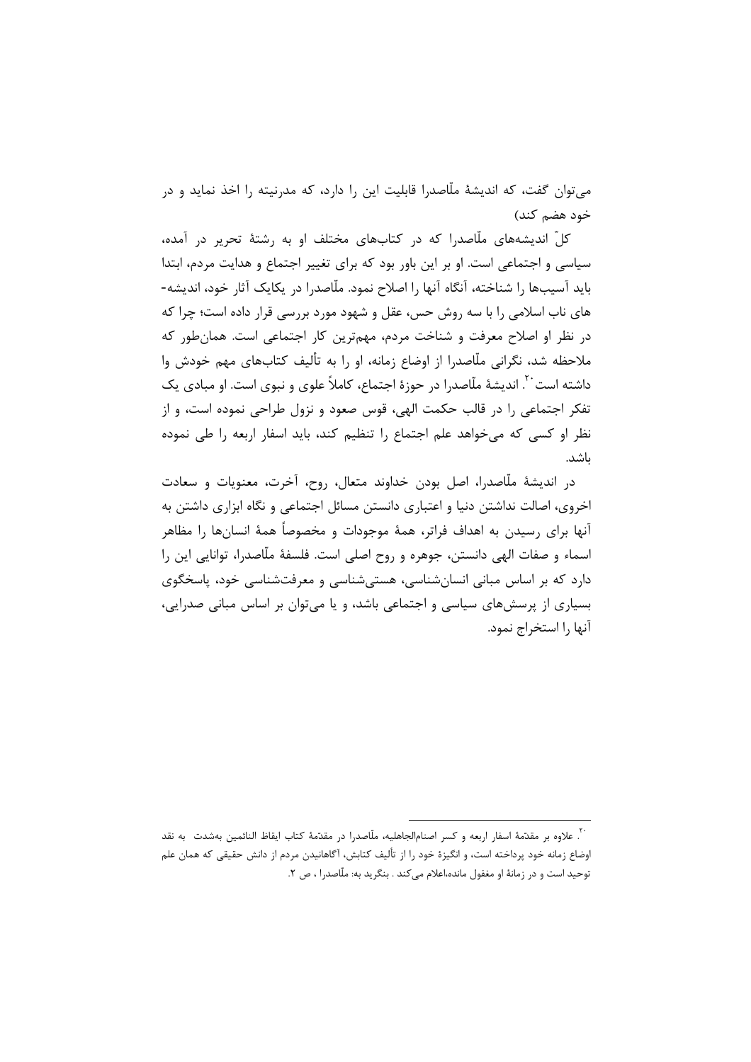می‌توان گفت، که اندیشهٔ ملّاصدرا قابلیت این را دارد، که مدرنیته را اخذ نماید و در خود هضم کند)

کلّ اندیشه‌های ملّاصدرا که در کتابهای مختلف او به رشتهٔ تحریر در آمده، سیاسی و اجتماعی است. او بر این باور بود که برای تغییر اجتماع و هدایت مردم، ابتدا باید آسیب‌ها را شناخته، آنگاه آنها را اصلاح نمود. ملّاصدرا در یکایک آثار خود، اندیشه-های ناب اسلامی را با سه روش حس، عقل و شهود مورد بررسی قرار داده است؛ چرا که در نظر او اصلاح معرفت و شناخت مردم، مهم‌ترین کار اجتماعی است. همان‌طور که ملاحظه شد، نگرانی ملّاصدرا از اوضاع زمانه، او را به تألیف کتابهای مهم خودش وا داشته است[20]. اندیشهٔ ملّاصدرا در حوزهٔ اجتماع، کاملاً علوی و نبوی است. او مبادی یک تفکر اجتماعی را در قالب حکمت الهی، قوس صعود و نزول طراحی نموده است، و از نظر او کسی که می‌خواهد علم اجتماع را تنظیم کند، باید اسفار اربعه را طی نموده باشد.

در اندیشهٔ ملّاصدرا، اصل بودن خداوند متعال، روح، آخرت، معنویات و سعادت اخروی، اصالت نداشتن دنیا و اعتباری دانستن مسائل اجتماعی و نگاه ابزاری داشتن به آنها برای رسیدن به اهداف فراتر، همهٔ موجودات و مخصوصاً همهٔ انسان‌ها را مظاهر اسماء و صفات الهی دانستن، جوهره و روح اصلی است. فلسفهٔ ملّاصدرا، توانایی این را دارد که بر اساس مبانی انسان‌شناسی، هستی‌شناسی و معرفت‌شناسی خود، پاسخگوی بسیاری از پرسش‌های سیاسی و اجتماعی باشد، و یا می‌توان بر اساس مبانی صدرایی، آنها را استخراج نمود.

---

[20]. علاوه بر مقدّمهٔ اسفار اربعه و کسر اصنام‌الجاهلیه، ملّاصدرا در مقدّمهٔ کتاب ایقاظ النائمین به‌شدت به نقد اوضاع زمانه خود پرداخته است، و انگیزهٔ خود را از تألیف کتابش، آگاهانیدن مردم از دانش حقیقی که همان علم توحید است و در زمانهٔ او مغفول مانده،اعلام می‌کند . بنگرید به: ملّاصدرا ، ص ۲.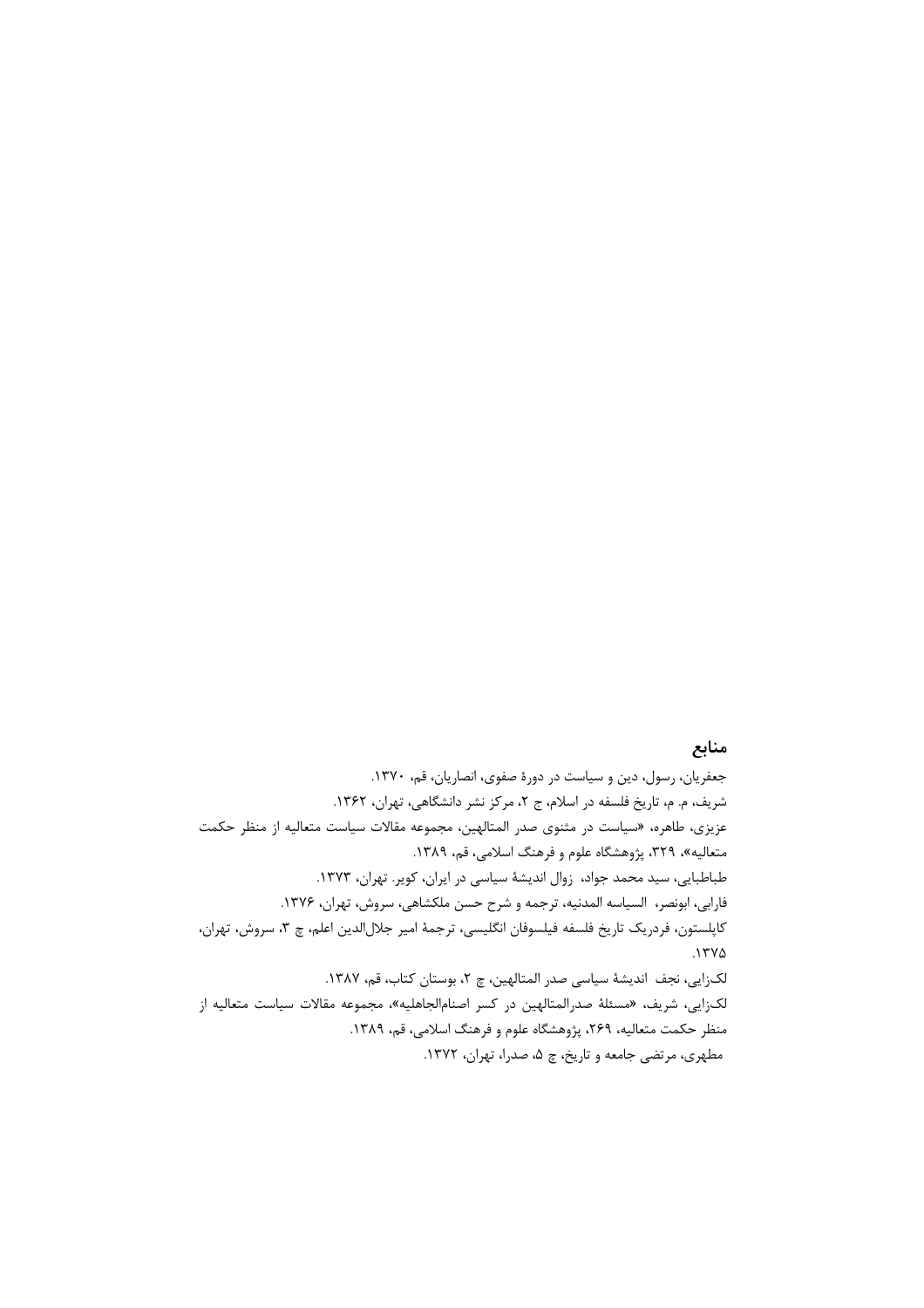## منابع

جعفریان، رسول، دین و سیاست در دورهٔ صفوی، انصاریان، قم، ۱۳۷۰.

شریف، م. م، تاریخ فلسفه در اسلام، چ ۲، مرکز نشر دانشگاهی، تهران، ۱۳۶۲.

عزیزی، طاهره، «سیاست در مثنوی صدر المتالهین، مجموعه مقالات سیاست متعالیه از منظر حکمت متعالیه»، ۳۲۹، پژوهشگاه علوم و فرهنگ اسلامی، قم، ۱۳۸۹.

طباطبایی، سید محمد جواد، زوال اندیشهٔ سیاسی در ایران، کویر. تهران، ۱۳۷۳.

فارابی، ابونصر، السیاسه المدنیه، ترجمه و شرح حسن ملکشاهی، سروش، تهران، ۱۳۷۶.

کاپلستون، فردریک تاریخ فلسفه فیلسوفان انگلیسی، ترجمهٔ امیر جلال‌الدین اعلم، چ ۳، سروش، تهران، ۱۳۷۵.

لک‌زایی، نجف اندیشهٔ سیاسی صدر المتالهین، چ ۲، بوستان کتاب، قم، ۱۳۸۷.

لک‌زایی، شریف، «مسئلهٔ صدرالمتالهین در کسر اصنام‌الجاهلیه»، مجموعه مقالات سیاست متعالیه از منظر حکمت متعالیه، ۲۶۹، پژوهشگاه علوم و فرهنگ اسلامی، قم، ۱۳۸۹.

مطهری، مرتضی جامعه و تاریخ، چ ۵، صدرا، تهران، ۱۳۷۲.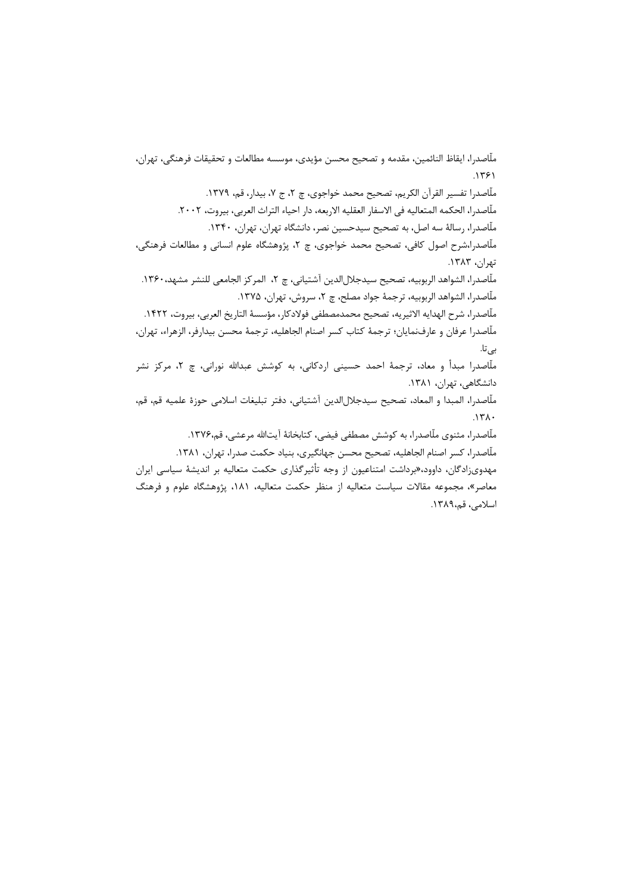ملّاصدرا، ایقاظ النائمین، مقدمه و تصحیح محسن مؤیدی، موسسه مطالعات و تحقیقات فرهنگی، تهران، ۱۳۶۱.

ملّاصدرا تفسیر القرآن الکریم، تصحیح محمد خواجوی، چ ۲، ج ۷، بیدار، قم، ۱۳۷۹.

ملّاصدرا، الحکمه المتعالیه فی الاسفار العقلیه الاربعه، دار احیاء التراث العربی، بیروت، ۲۰۰۲.

ملّاصدرا، رسالهٔ سه اصل، به تصحیح سیدحسین نصر، دانشگاه تهران، تهران، ۱۳۴۰.

ملّاصدرا،شرح اصول کافی، تصحیح محمد خواجوی، چ ۲، پژوهشگاه علوم انسانی و مطالعات فرهنگی، تهران، ۱۳۸۳.

ملّاصدرا، الشواهد الربوبیه، تصحیح سیدجلال‌الدین آشتیانی، چ ۲، المرکز الجامعی للنشر مشهد،۱۳۶۰.

ملّاصدرا، الشواهد الربوبیه، ترجمهٔ جواد مصلح، چ ۲، سروش، تهران، ۱۳۷۵.

ملّاصدرا، شرح الهدایه الاثیریه، تصحیح محمدمصطفی فولادکار، مؤسسهٔ التاریخ العربی، بیروت، ۱۴۲۲.

ملّاصدرا عرفان و عارف‌نمایان؛ ترجمهٔ کتاب کسر اصنام الجاهلیه، ترجمهٔ محسن بیدارفر، الزهراء، تهران، بی‌تا.

ملّاصدرا مبدأ و معاد، ترجمهٔ احمد حسینی اردکانی، به کوشش عبدالله نورانی، چ ۲، مرکز نشر دانشگاهی، تهران، ۱۳۸۱.

ملّاصدرا، المبدا و المعاد، تصحیح سیدجلال‌الدین آشتیانی، دفتر تبلیغات اسلامی حوزهٔ علمیه قم، قم، ۱۳۸۰.

ملّاصدرا، مثنوی ملّاصدرا، به کوشش مصطفی فیضی، کتابخانهٔ آیت‌الله مرعشی، قم،۱۳۷۶.

ملّاصدرا، کسر اصنام الجاهلیه، تصحیح محسن جهانگیری، بنیاد حکمت صدرا، تهران، ۱۳۸۱.

مهدوی‌زادگان، داوود،«برداشت امتناعیون از وجه تأثیرگذاری حکمت متعالیه بر اندیشهٔ سیاسی ایران معاصر»، مجموعه مقالات سیاست متعالیه از منظر حکمت متعالیه، ۱۸۱، پژوهشگاه علوم و فرهنگ اسلامی، قم،۱۳۸۹.